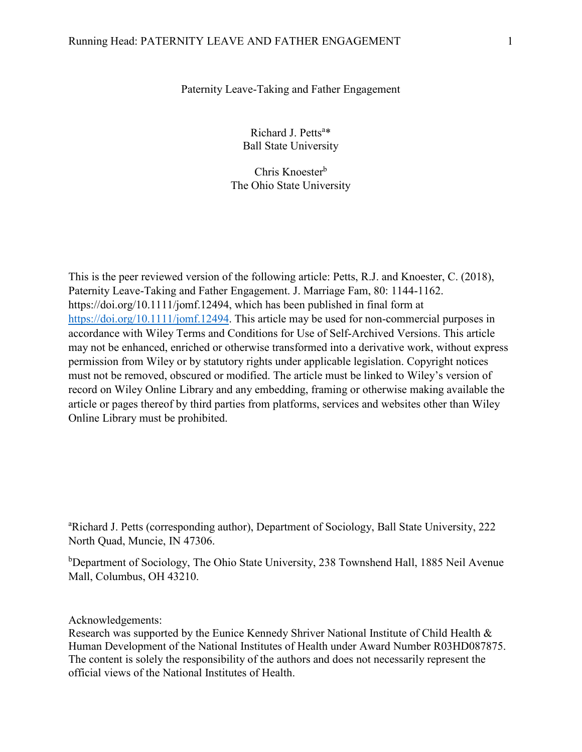# Paternity Leave-Taking and Father Engagement

Richard J. Petts[a]*
Ball State University

Chris Knoester[b]
The Ohio State University

This is the peer reviewed version of the following article: Petts, R.J. and Knoester, C. (2018), Paternity Leave-Taking and Father Engagement. J. Marriage Fam, 80: 1144-1162. https://doi.org/10.1111/jomf.12494, which has been published in final form at https://doi.org/10.1111/jomf.12494. This article may be used for non-commercial purposes in accordance with Wiley Terms and Conditions for Use of Self-Archived Versions. This article may not be enhanced, enriched or otherwise transformed into a derivative work, without express permission from Wiley or by statutory rights under applicable legislation. Copyright notices must not be removed, obscured or modified. The article must be linked to Wiley's version of record on Wiley Online Library and any embedding, framing or otherwise making available the article or pages thereof by third parties from platforms, services and websites other than Wiley Online Library must be prohibited.

[a]Richard J. Petts (corresponding author), Department of Sociology, Ball State University, 222 North Quad, Muncie, IN 47306.

[b]Department of Sociology, The Ohio State University, 238 Townshend Hall, 1885 Neil Avenue Mall, Columbus, OH 43210.

Acknowledgements:
Research was supported by the Eunice Kennedy Shriver National Institute of Child Health & Human Development of the National Institutes of Health under Award Number R03HD087875. The content is solely the responsibility of the authors and does not necessarily represent the official views of the National Institutes of Health.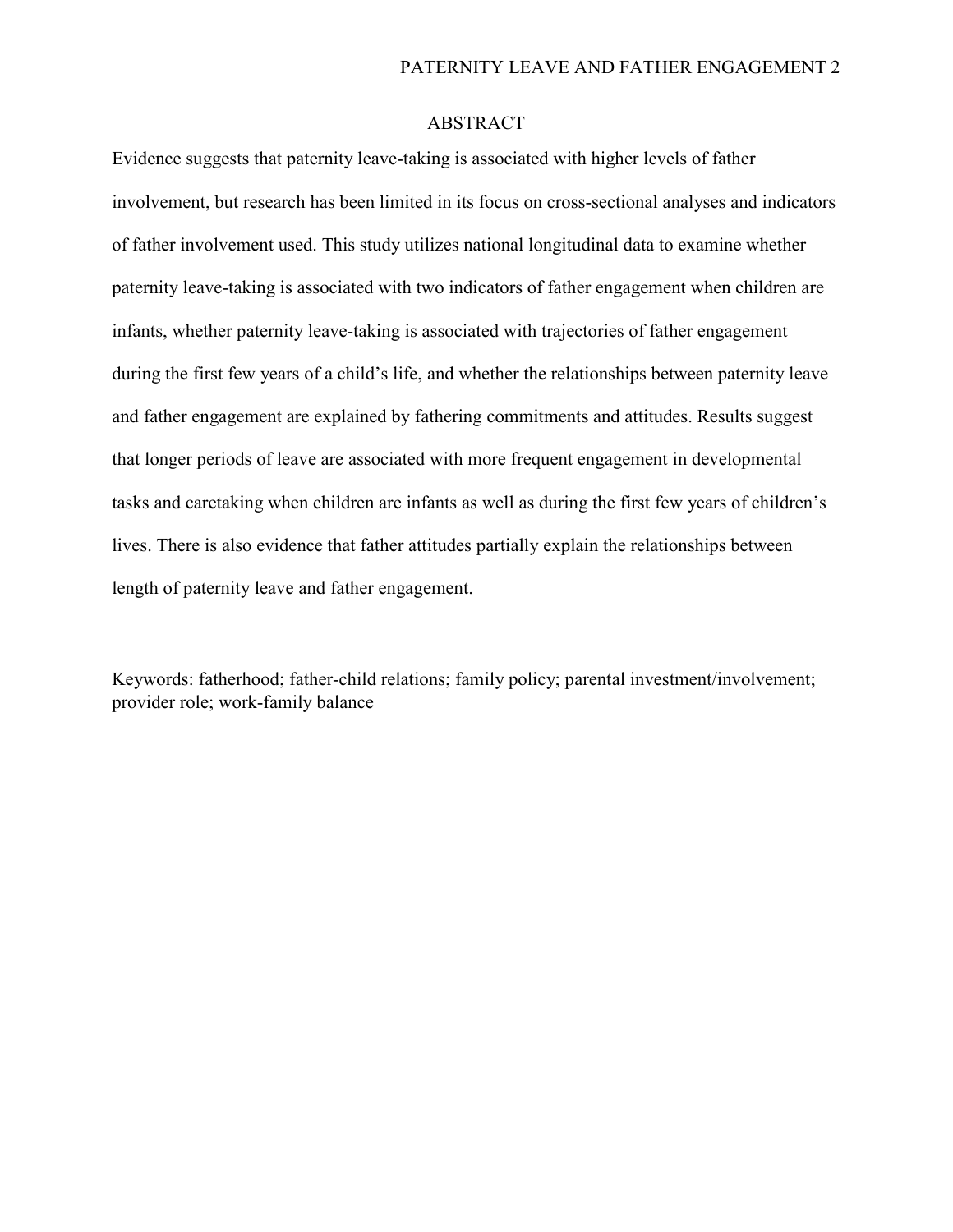## ABSTRACT

Evidence suggests that paternity leave-taking is associated with higher levels of father involvement, but research has been limited in its focus on cross-sectional analyses and indicators of father involvement used. This study utilizes national longitudinal data to examine whether paternity leave-taking is associated with two indicators of father engagement when children are infants, whether paternity leave-taking is associated with trajectories of father engagement during the first few years of a child's life, and whether the relationships between paternity leave and father engagement are explained by fathering commitments and attitudes. Results suggest that longer periods of leave are associated with more frequent engagement in developmental tasks and caretaking when children are infants as well as during the first few years of children's lives. There is also evidence that father attitudes partially explain the relationships between length of paternity leave and father engagement.

Keywords: fatherhood; father-child relations; family policy; parental investment/involvement; provider role; work-family balance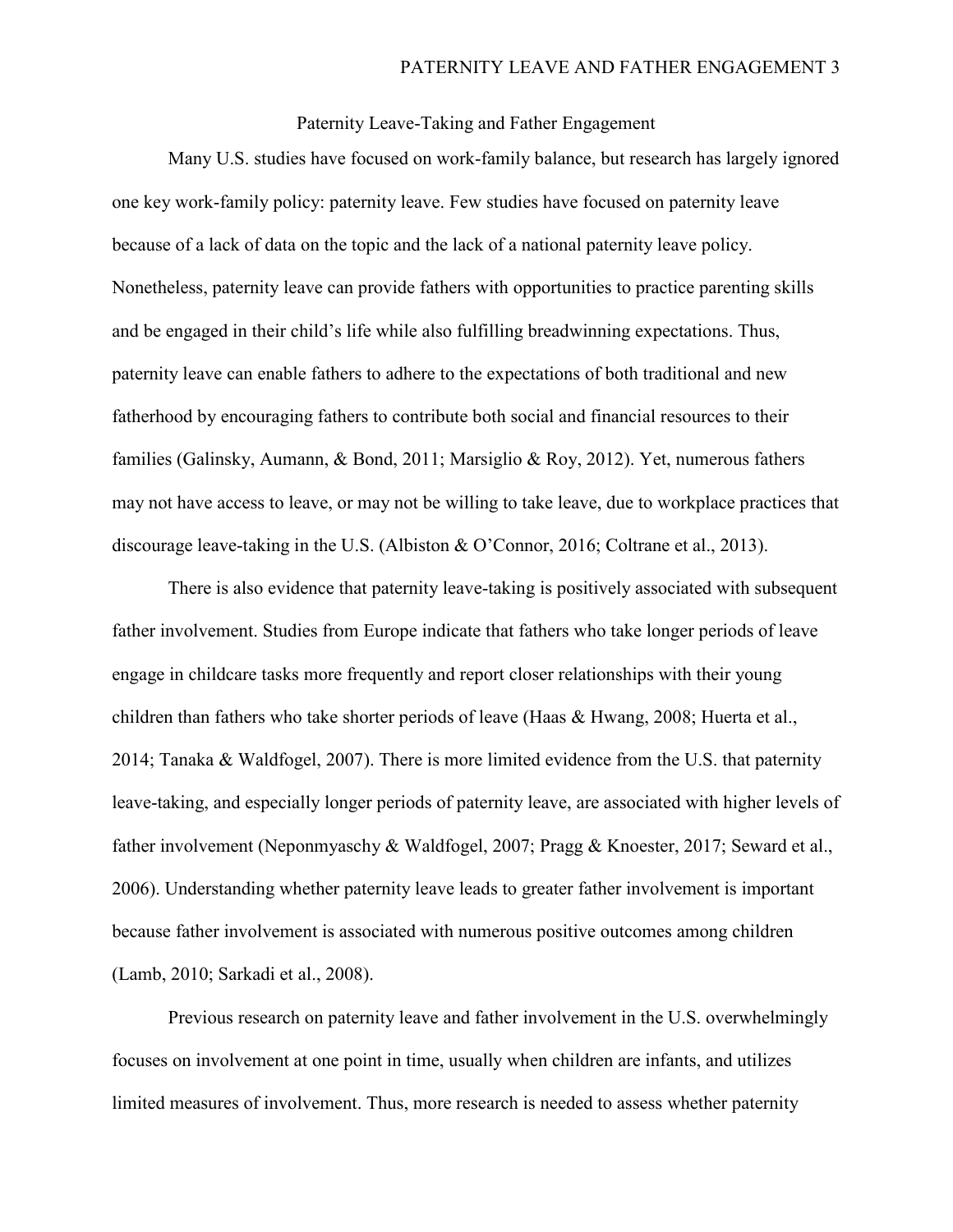# Paternity Leave-Taking and Father Engagement

Many U.S. studies have focused on work-family balance, but research has largely ignored one key work-family policy: paternity leave. Few studies have focused on paternity leave because of a lack of data on the topic and the lack of a national paternity leave policy. Nonetheless, paternity leave can provide fathers with opportunities to practice parenting skills and be engaged in their child's life while also fulfilling breadwinning expectations. Thus, paternity leave can enable fathers to adhere to the expectations of both traditional and new fatherhood by encouraging fathers to contribute both social and financial resources to their families (Galinsky, Aumann, & Bond, 2011; Marsiglio & Roy, 2012). Yet, numerous fathers may not have access to leave, or may not be willing to take leave, due to workplace practices that discourage leave-taking in the U.S. (Albiston & O'Connor, 2016; Coltrane et al., 2013).

There is also evidence that paternity leave-taking is positively associated with subsequent father involvement. Studies from Europe indicate that fathers who take longer periods of leave engage in childcare tasks more frequently and report closer relationships with their young children than fathers who take shorter periods of leave (Haas & Hwang, 2008; Huerta et al., 2014; Tanaka & Waldfogel, 2007). There is more limited evidence from the U.S. that paternity leave-taking, and especially longer periods of paternity leave, are associated with higher levels of father involvement (Neponmyaschy & Waldfogel, 2007; Pragg & Knoester, 2017; Seward et al., 2006). Understanding whether paternity leave leads to greater father involvement is important because father involvement is associated with numerous positive outcomes among children (Lamb, 2010; Sarkadi et al., 2008).

Previous research on paternity leave and father involvement in the U.S. overwhelmingly focuses on involvement at one point in time, usually when children are infants, and utilizes limited measures of involvement. Thus, more research is needed to assess whether paternity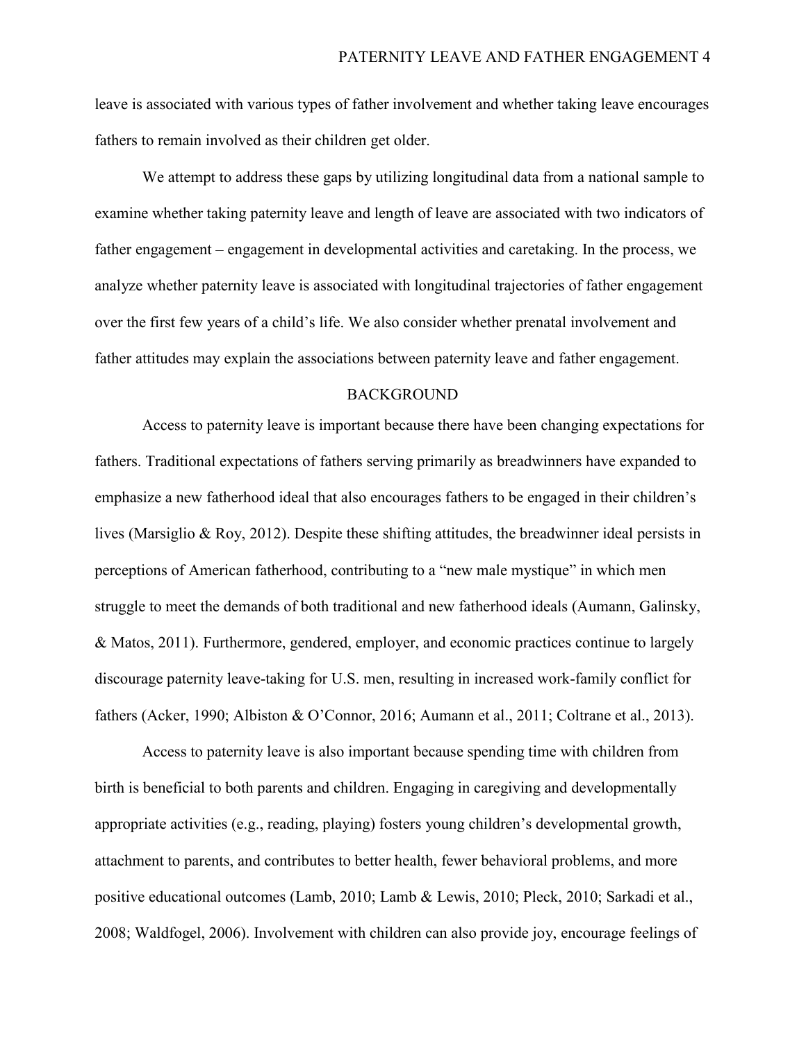leave is associated with various types of father involvement and whether taking leave encourages fathers to remain involved as their children get older.

We attempt to address these gaps by utilizing longitudinal data from a national sample to examine whether taking paternity leave and length of leave are associated with two indicators of father engagement – engagement in developmental activities and caretaking. In the process, we analyze whether paternity leave is associated with longitudinal trajectories of father engagement over the first few years of a child's life. We also consider whether prenatal involvement and father attitudes may explain the associations between paternity leave and father engagement.

## BACKGROUND

Access to paternity leave is important because there have been changing expectations for fathers. Traditional expectations of fathers serving primarily as breadwinners have expanded to emphasize a new fatherhood ideal that also encourages fathers to be engaged in their children's lives (Marsiglio & Roy, 2012). Despite these shifting attitudes, the breadwinner ideal persists in perceptions of American fatherhood, contributing to a "new male mystique" in which men struggle to meet the demands of both traditional and new fatherhood ideals (Aumann, Galinsky, & Matos, 2011). Furthermore, gendered, employer, and economic practices continue to largely discourage paternity leave-taking for U.S. men, resulting in increased work-family conflict for fathers (Acker, 1990; Albiston & O'Connor, 2016; Aumann et al., 2011; Coltrane et al., 2013).

Access to paternity leave is also important because spending time with children from birth is beneficial to both parents and children. Engaging in caregiving and developmentally appropriate activities (e.g., reading, playing) fosters young children's developmental growth, attachment to parents, and contributes to better health, fewer behavioral problems, and more positive educational outcomes (Lamb, 2010; Lamb & Lewis, 2010; Pleck, 2010; Sarkadi et al., 2008; Waldfogel, 2006). Involvement with children can also provide joy, encourage feelings of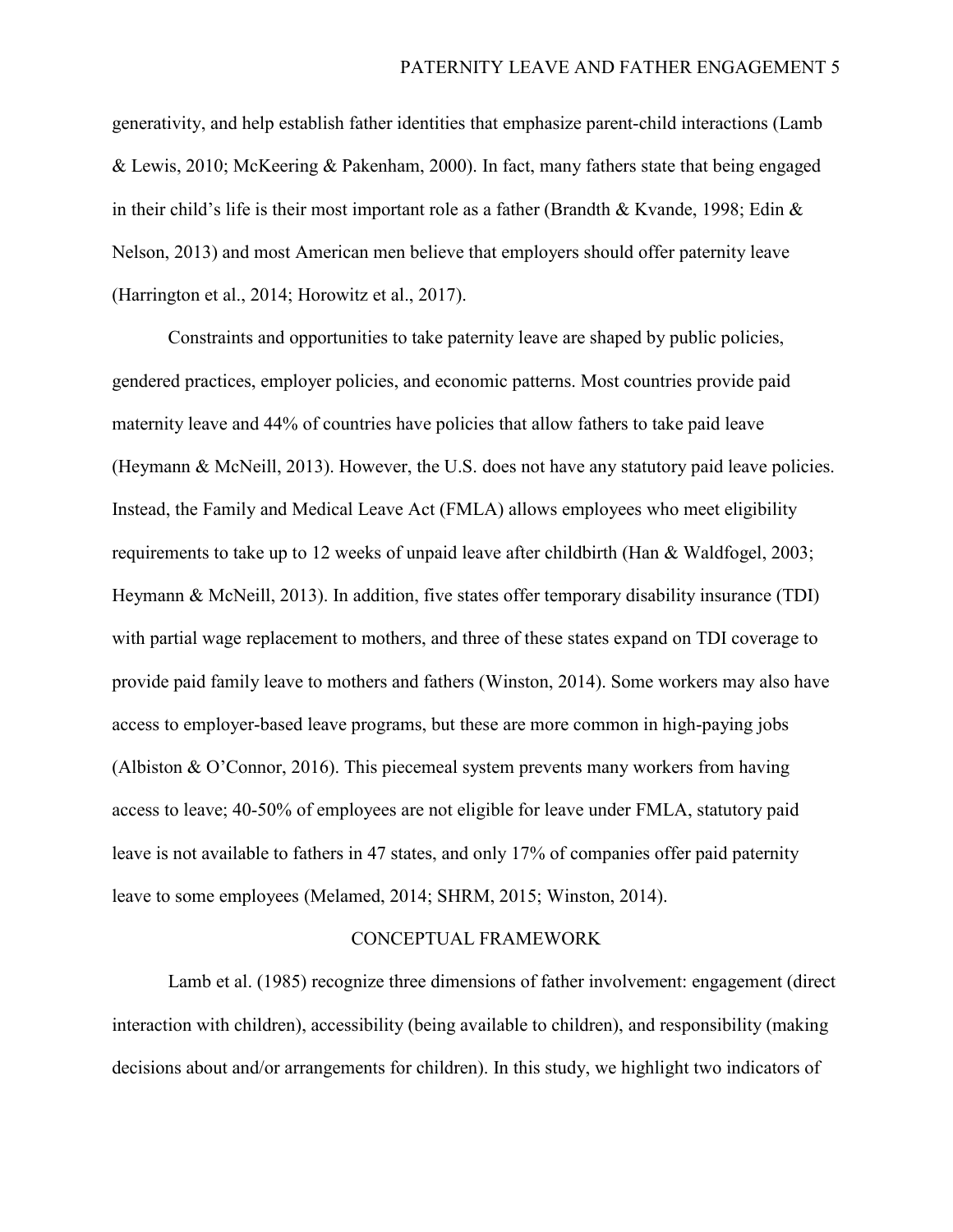generativity, and help establish father identities that emphasize parent-child interactions (Lamb & Lewis, 2010; McKeering & Pakenham, 2000). In fact, many fathers state that being engaged in their child's life is their most important role as a father (Brandth & Kvande, 1998; Edin & Nelson, 2013) and most American men believe that employers should offer paternity leave (Harrington et al., 2014; Horowitz et al., 2017).

Constraints and opportunities to take paternity leave are shaped by public policies, gendered practices, employer policies, and economic patterns. Most countries provide paid maternity leave and 44% of countries have policies that allow fathers to take paid leave (Heymann & McNeill, 2013). However, the U.S. does not have any statutory paid leave policies. Instead, the Family and Medical Leave Act (FMLA) allows employees who meet eligibility requirements to take up to 12 weeks of unpaid leave after childbirth (Han & Waldfogel, 2003; Heymann & McNeill, 2013). In addition, five states offer temporary disability insurance (TDI) with partial wage replacement to mothers, and three of these states expand on TDI coverage to provide paid family leave to mothers and fathers (Winston, 2014). Some workers may also have access to employer-based leave programs, but these are more common in high-paying jobs (Albiston & O'Connor, 2016). This piecemeal system prevents many workers from having access to leave; 40-50% of employees are not eligible for leave under FMLA, statutory paid leave is not available to fathers in 47 states, and only 17% of companies offer paid paternity leave to some employees (Melamed, 2014; SHRM, 2015; Winston, 2014).

## CONCEPTUAL FRAMEWORK

Lamb et al. (1985) recognize three dimensions of father involvement: engagement (direct interaction with children), accessibility (being available to children), and responsibility (making decisions about and/or arrangements for children). In this study, we highlight two indicators of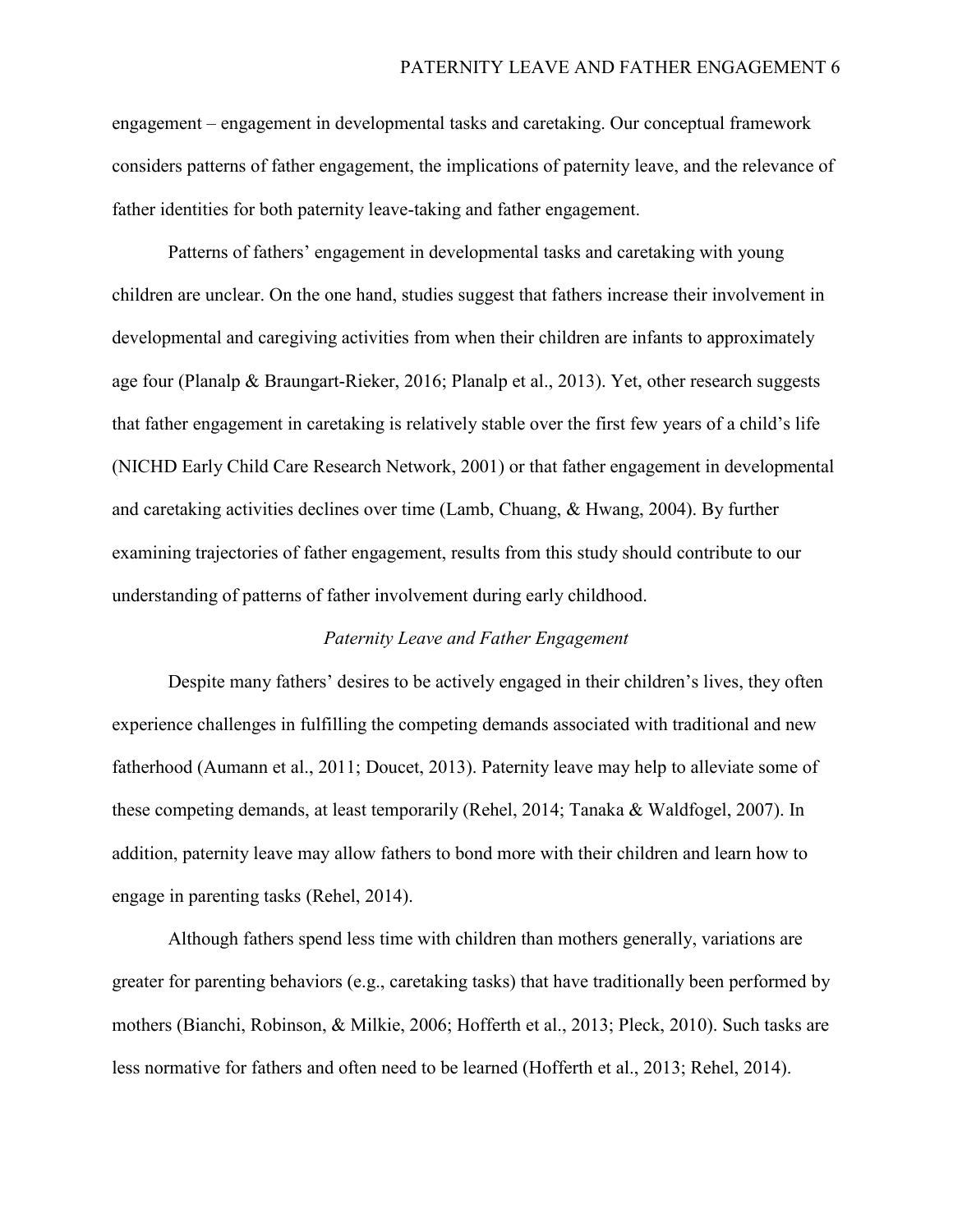engagement – engagement in developmental tasks and caretaking. Our conceptual framework considers patterns of father engagement, the implications of paternity leave, and the relevance of father identities for both paternity leave-taking and father engagement.

Patterns of fathers' engagement in developmental tasks and caretaking with young children are unclear. On the one hand, studies suggest that fathers increase their involvement in developmental and caregiving activities from when their children are infants to approximately age four (Planalp & Braungart-Rieker, 2016; Planalp et al., 2013). Yet, other research suggests that father engagement in caretaking is relatively stable over the first few years of a child's life (NICHD Early Child Care Research Network, 2001) or that father engagement in developmental and caretaking activities declines over time (Lamb, Chuang, & Hwang, 2004). By further examining trajectories of father engagement, results from this study should contribute to our understanding of patterns of father involvement during early childhood.

### *Paternity Leave and Father Engagement*

Despite many fathers' desires to be actively engaged in their children's lives, they often experience challenges in fulfilling the competing demands associated with traditional and new fatherhood (Aumann et al., 2011; Doucet, 2013). Paternity leave may help to alleviate some of these competing demands, at least temporarily (Rehel, 2014; Tanaka & Waldfogel, 2007). In addition, paternity leave may allow fathers to bond more with their children and learn how to engage in parenting tasks (Rehel, 2014).

Although fathers spend less time with children than mothers generally, variations are greater for parenting behaviors (e.g., caretaking tasks) that have traditionally been performed by mothers (Bianchi, Robinson, & Milkie, 2006; Hofferth et al., 2013; Pleck, 2010). Such tasks are less normative for fathers and often need to be learned (Hofferth et al., 2013; Rehel, 2014).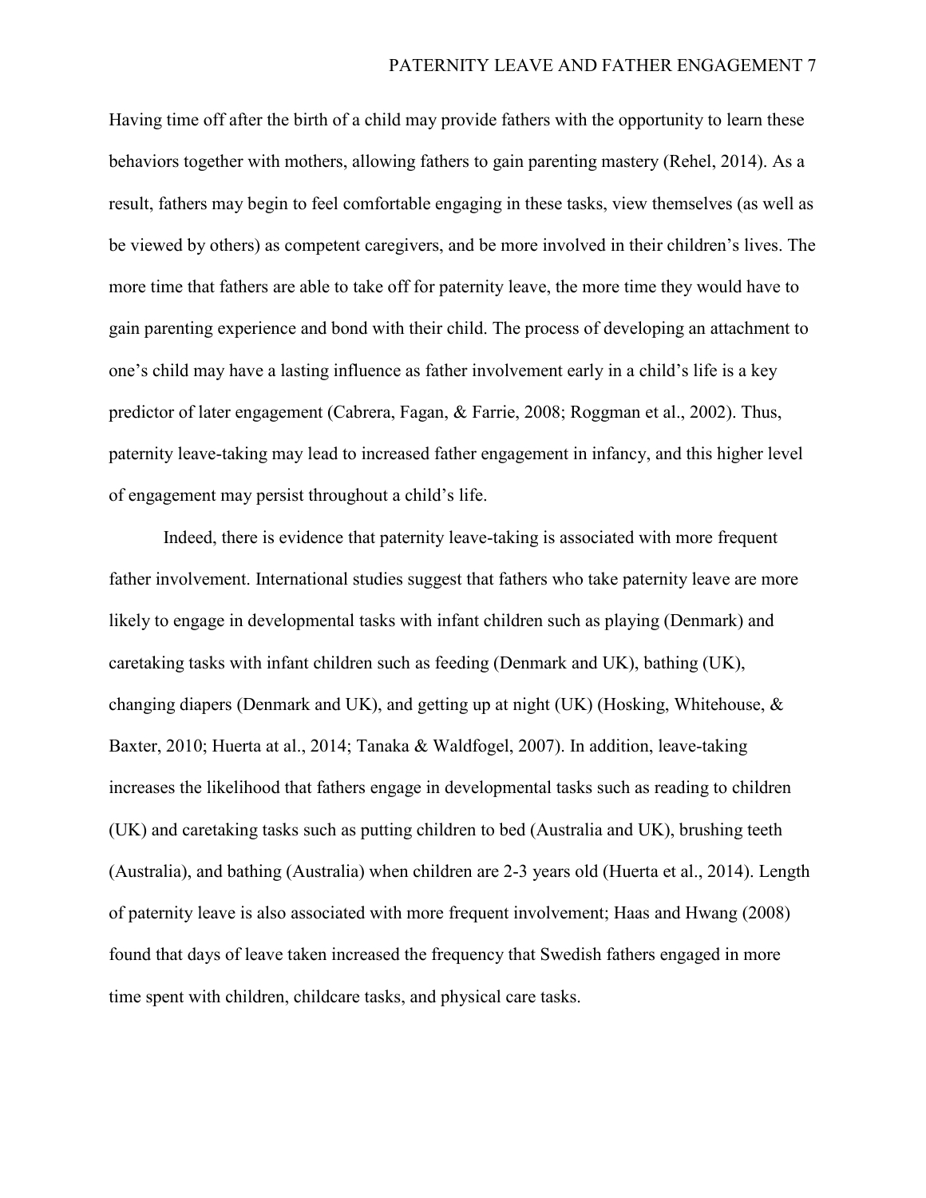Having time off after the birth of a child may provide fathers with the opportunity to learn these behaviors together with mothers, allowing fathers to gain parenting mastery (Rehel, 2014). As a result, fathers may begin to feel comfortable engaging in these tasks, view themselves (as well as be viewed by others) as competent caregivers, and be more involved in their children's lives. The more time that fathers are able to take off for paternity leave, the more time they would have to gain parenting experience and bond with their child. The process of developing an attachment to one's child may have a lasting influence as father involvement early in a child's life is a key predictor of later engagement (Cabrera, Fagan, & Farrie, 2008; Roggman et al., 2002). Thus, paternity leave-taking may lead to increased father engagement in infancy, and this higher level of engagement may persist throughout a child's life.

Indeed, there is evidence that paternity leave-taking is associated with more frequent father involvement. International studies suggest that fathers who take paternity leave are more likely to engage in developmental tasks with infant children such as playing (Denmark) and caretaking tasks with infant children such as feeding (Denmark and UK), bathing (UK), changing diapers (Denmark and UK), and getting up at night (UK) (Hosking, Whitehouse, & Baxter, 2010; Huerta at al., 2014; Tanaka & Waldfogel, 2007). In addition, leave-taking increases the likelihood that fathers engage in developmental tasks such as reading to children (UK) and caretaking tasks such as putting children to bed (Australia and UK), brushing teeth (Australia), and bathing (Australia) when children are 2-3 years old (Huerta et al., 2014). Length of paternity leave is also associated with more frequent involvement; Haas and Hwang (2008) found that days of leave taken increased the frequency that Swedish fathers engaged in more time spent with children, childcare tasks, and physical care tasks.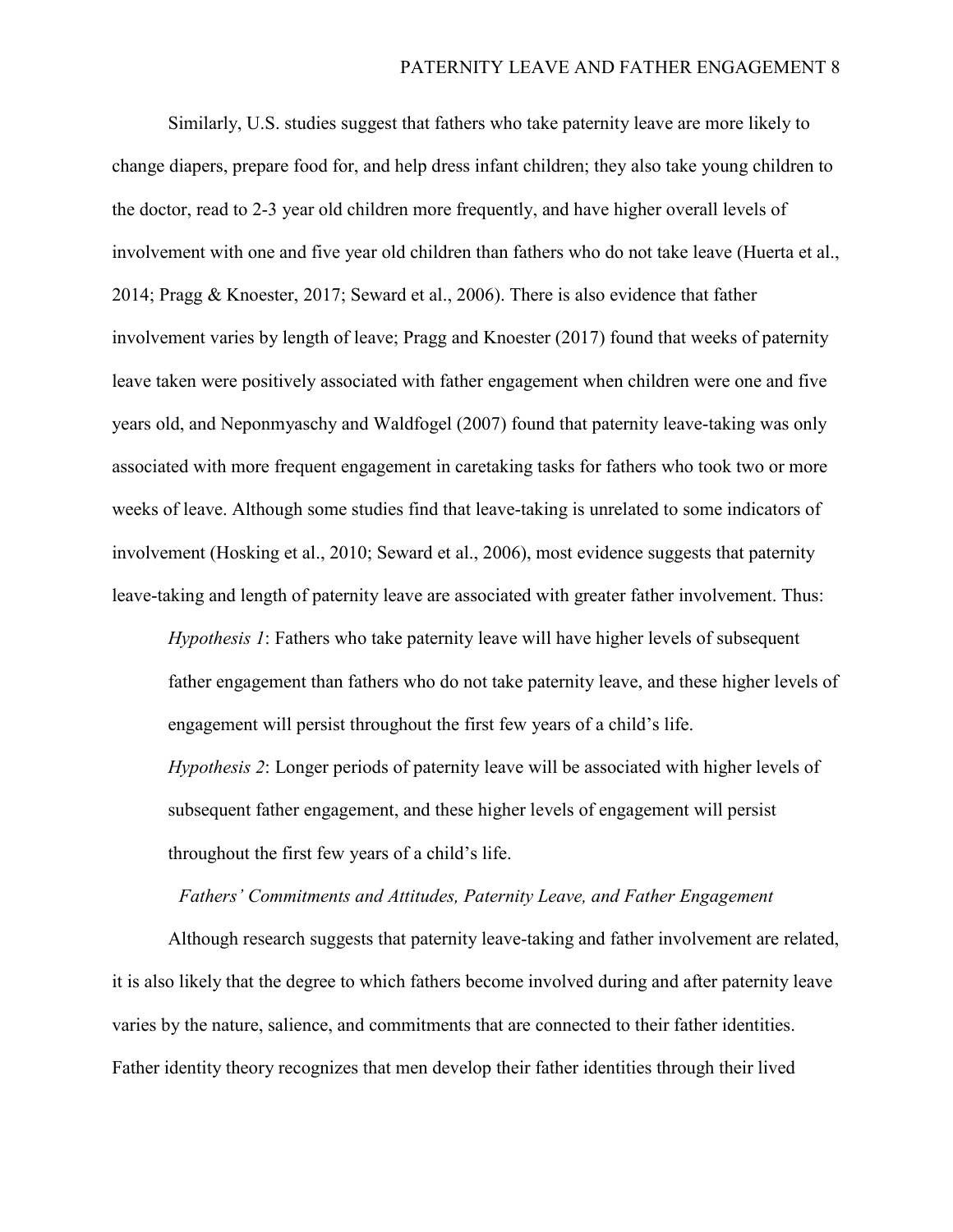Similarly, U.S. studies suggest that fathers who take paternity leave are more likely to change diapers, prepare food for, and help dress infant children; they also take young children to the doctor, read to 2-3 year old children more frequently, and have higher overall levels of involvement with one and five year old children than fathers who do not take leave (Huerta et al., 2014; Pragg & Knoester, 2017; Seward et al., 2006). There is also evidence that father involvement varies by length of leave; Pragg and Knoester (2017) found that weeks of paternity leave taken were positively associated with father engagement when children were one and five years old, and Neponmyaschy and Waldfogel (2007) found that paternity leave-taking was only associated with more frequent engagement in caretaking tasks for fathers who took two or more weeks of leave. Although some studies find that leave-taking is unrelated to some indicators of involvement (Hosking et al., 2010; Seward et al., 2006), most evidence suggests that paternity leave-taking and length of paternity leave are associated with greater father involvement. Thus:

> *Hypothesis 1*: Fathers who take paternity leave will have higher levels of subsequent father engagement than fathers who do not take paternity leave, and these higher levels of engagement will persist throughout the first few years of a child's life.
>
> *Hypothesis 2*: Longer periods of paternity leave will be associated with higher levels of subsequent father engagement, and these higher levels of engagement will persist throughout the first few years of a child's life.

### *Fathers' Commitments and Attitudes, Paternity Leave, and Father Engagement*

Although research suggests that paternity leave-taking and father involvement are related, it is also likely that the degree to which fathers become involved during and after paternity leave varies by the nature, salience, and commitments that are connected to their father identities. Father identity theory recognizes that men develop their father identities through their lived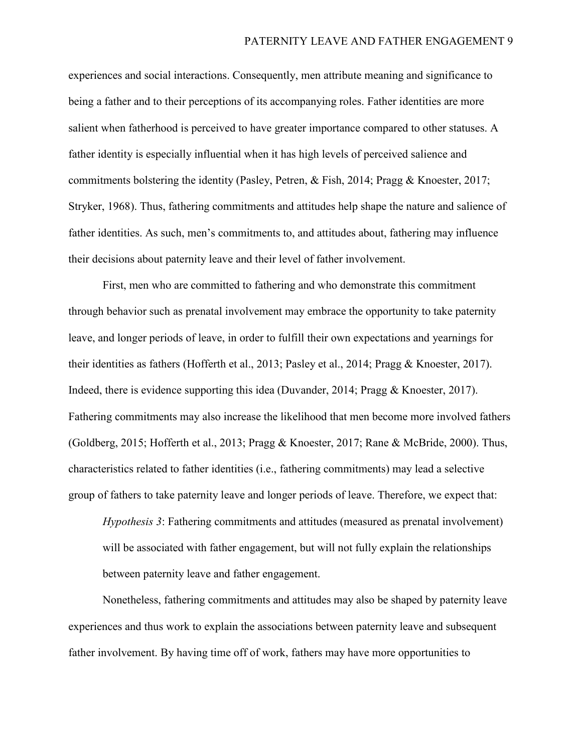experiences and social interactions. Consequently, men attribute meaning and significance to being a father and to their perceptions of its accompanying roles. Father identities are more salient when fatherhood is perceived to have greater importance compared to other statuses. A father identity is especially influential when it has high levels of perceived salience and commitments bolstering the identity (Pasley, Petren, & Fish, 2014; Pragg & Knoester, 2017; Stryker, 1968). Thus, fathering commitments and attitudes help shape the nature and salience of father identities. As such, men's commitments to, and attitudes about, fathering may influence their decisions about paternity leave and their level of father involvement.

First, men who are committed to fathering and who demonstrate this commitment through behavior such as prenatal involvement may embrace the opportunity to take paternity leave, and longer periods of leave, in order to fulfill their own expectations and yearnings for their identities as fathers (Hofferth et al., 2013; Pasley et al., 2014; Pragg & Knoester, 2017). Indeed, there is evidence supporting this idea (Duvander, 2014; Pragg & Knoester, 2017). Fathering commitments may also increase the likelihood that men become more involved fathers (Goldberg, 2015; Hofferth et al., 2013; Pragg & Knoester, 2017; Rane & McBride, 2000). Thus, characteristics related to father identities (i.e., fathering commitments) may lead a selective group of fathers to take paternity leave and longer periods of leave. Therefore, we expect that:

> *Hypothesis 3*: Fathering commitments and attitudes (measured as prenatal involvement) will be associated with father engagement, but will not fully explain the relationships between paternity leave and father engagement.

Nonetheless, fathering commitments and attitudes may also be shaped by paternity leave experiences and thus work to explain the associations between paternity leave and subsequent father involvement. By having time off of work, fathers may have more opportunities to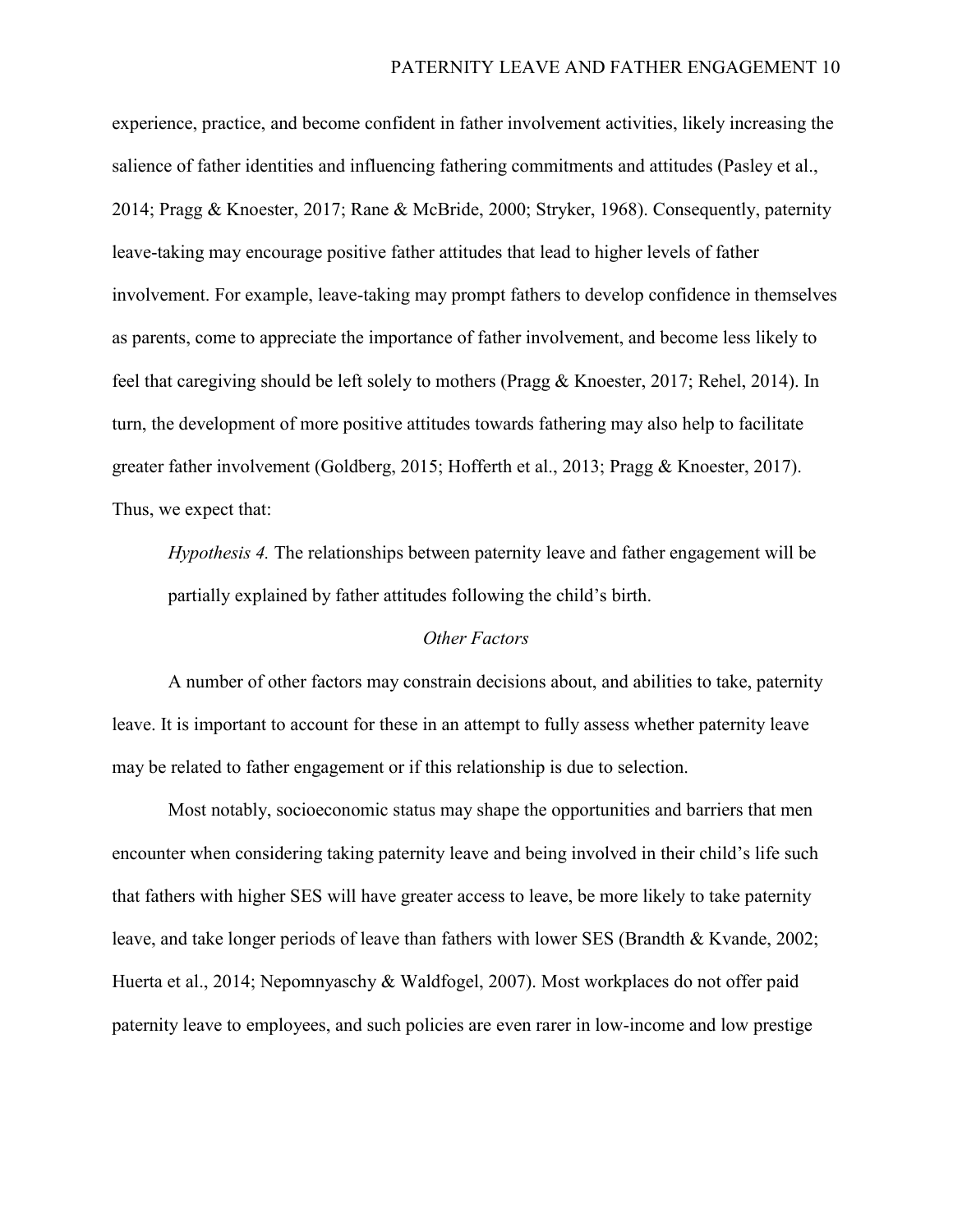experience, practice, and become confident in father involvement activities, likely increasing the salience of father identities and influencing fathering commitments and attitudes (Pasley et al., 2014; Pragg & Knoester, 2017; Rane & McBride, 2000; Stryker, 1968). Consequently, paternity leave-taking may encourage positive father attitudes that lead to higher levels of father involvement. For example, leave-taking may prompt fathers to develop confidence in themselves as parents, come to appreciate the importance of father involvement, and become less likely to feel that caregiving should be left solely to mothers (Pragg & Knoester, 2017; Rehel, 2014). In turn, the development of more positive attitudes towards fathering may also help to facilitate greater father involvement (Goldberg, 2015; Hofferth et al., 2013; Pragg & Knoester, 2017). Thus, we expect that:

> *Hypothesis 4.* The relationships between paternity leave and father engagement will be partially explained by father attitudes following the child's birth.

### *Other Factors*

A number of other factors may constrain decisions about, and abilities to take, paternity leave. It is important to account for these in an attempt to fully assess whether paternity leave may be related to father engagement or if this relationship is due to selection.

Most notably, socioeconomic status may shape the opportunities and barriers that men encounter when considering taking paternity leave and being involved in their child's life such that fathers with higher SES will have greater access to leave, be more likely to take paternity leave, and take longer periods of leave than fathers with lower SES (Brandth & Kvande, 2002; Huerta et al., 2014; Nepomnyaschy & Waldfogel, 2007). Most workplaces do not offer paid paternity leave to employees, and such policies are even rarer in low-income and low prestige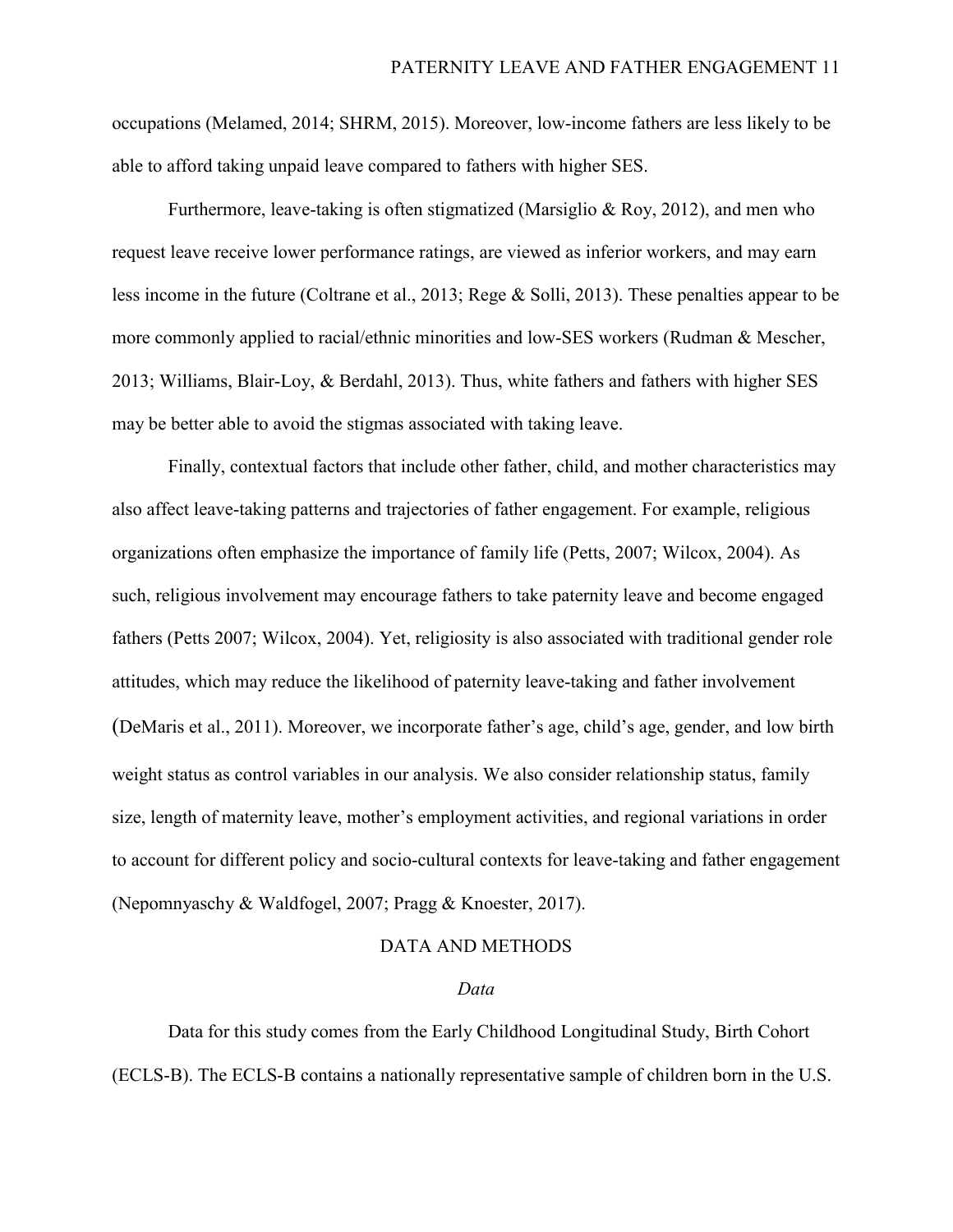occupations (Melamed, 2014; SHRM, 2015). Moreover, low-income fathers are less likely to be able to afford taking unpaid leave compared to fathers with higher SES.

Furthermore, leave-taking is often stigmatized (Marsiglio & Roy, 2012), and men who request leave receive lower performance ratings, are viewed as inferior workers, and may earn less income in the future (Coltrane et al., 2013; Rege & Solli, 2013). These penalties appear to be more commonly applied to racial/ethnic minorities and low-SES workers (Rudman & Mescher, 2013; Williams, Blair-Loy, & Berdahl, 2013). Thus, white fathers and fathers with higher SES may be better able to avoid the stigmas associated with taking leave.

Finally, contextual factors that include other father, child, and mother characteristics may also affect leave-taking patterns and trajectories of father engagement. For example, religious organizations often emphasize the importance of family life (Petts, 2007; Wilcox, 2004). As such, religious involvement may encourage fathers to take paternity leave and become engaged fathers (Petts 2007; Wilcox, 2004). Yet, religiosity is also associated with traditional gender role attitudes, which may reduce the likelihood of paternity leave-taking and father involvement (DeMaris et al., 2011). Moreover, we incorporate father's age, child's age, gender, and low birth weight status as control variables in our analysis. We also consider relationship status, family size, length of maternity leave, mother's employment activities, and regional variations in order to account for different policy and socio-cultural contexts for leave-taking and father engagement (Nepomnyaschy & Waldfogel, 2007; Pragg & Knoester, 2017).

## DATA AND METHODS

### *Data*

Data for this study comes from the Early Childhood Longitudinal Study, Birth Cohort (ECLS-B). The ECLS-B contains a nationally representative sample of children born in the U.S.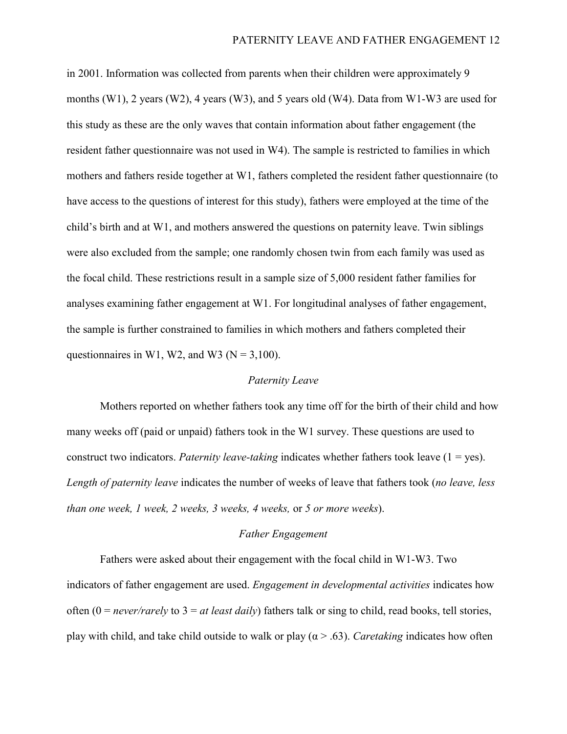in 2001. Information was collected from parents when their children were approximately 9 months (W1), 2 years (W2), 4 years (W3), and 5 years old (W4). Data from W1-W3 are used for this study as these are the only waves that contain information about father engagement (the resident father questionnaire was not used in W4). The sample is restricted to families in which mothers and fathers reside together at W1, fathers completed the resident father questionnaire (to have access to the questions of interest for this study), fathers were employed at the time of the child's birth and at W1, and mothers answered the questions on paternity leave. Twin siblings were also excluded from the sample; one randomly chosen twin from each family was used as the focal child. These restrictions result in a sample size of 5,000 resident father families for analyses examining father engagement at W1. For longitudinal analyses of father engagement, the sample is further constrained to families in which mothers and fathers completed their questionnaires in W1, W2, and W3 (N = 3,100).

### *Paternity Leave*

Mothers reported on whether fathers took any time off for the birth of their child and how many weeks off (paid or unpaid) fathers took in the W1 survey. These questions are used to construct two indicators. *Paternity leave-taking* indicates whether fathers took leave (1 = yes). *Length of paternity leave* indicates the number of weeks of leave that fathers took (*no leave, less than one week, 1 week, 2 weeks, 3 weeks, 4 weeks,* or *5 or more weeks*).

### *Father Engagement*

Fathers were asked about their engagement with the focal child in W1-W3. Two indicators of father engagement are used. *Engagement in developmental activities* indicates how often (0 = *never/rarely* to 3 = *at least daily*) fathers talk or sing to child, read books, tell stories, play with child, and take child outside to walk or play ($\alpha > .63$). *Caretaking* indicates how often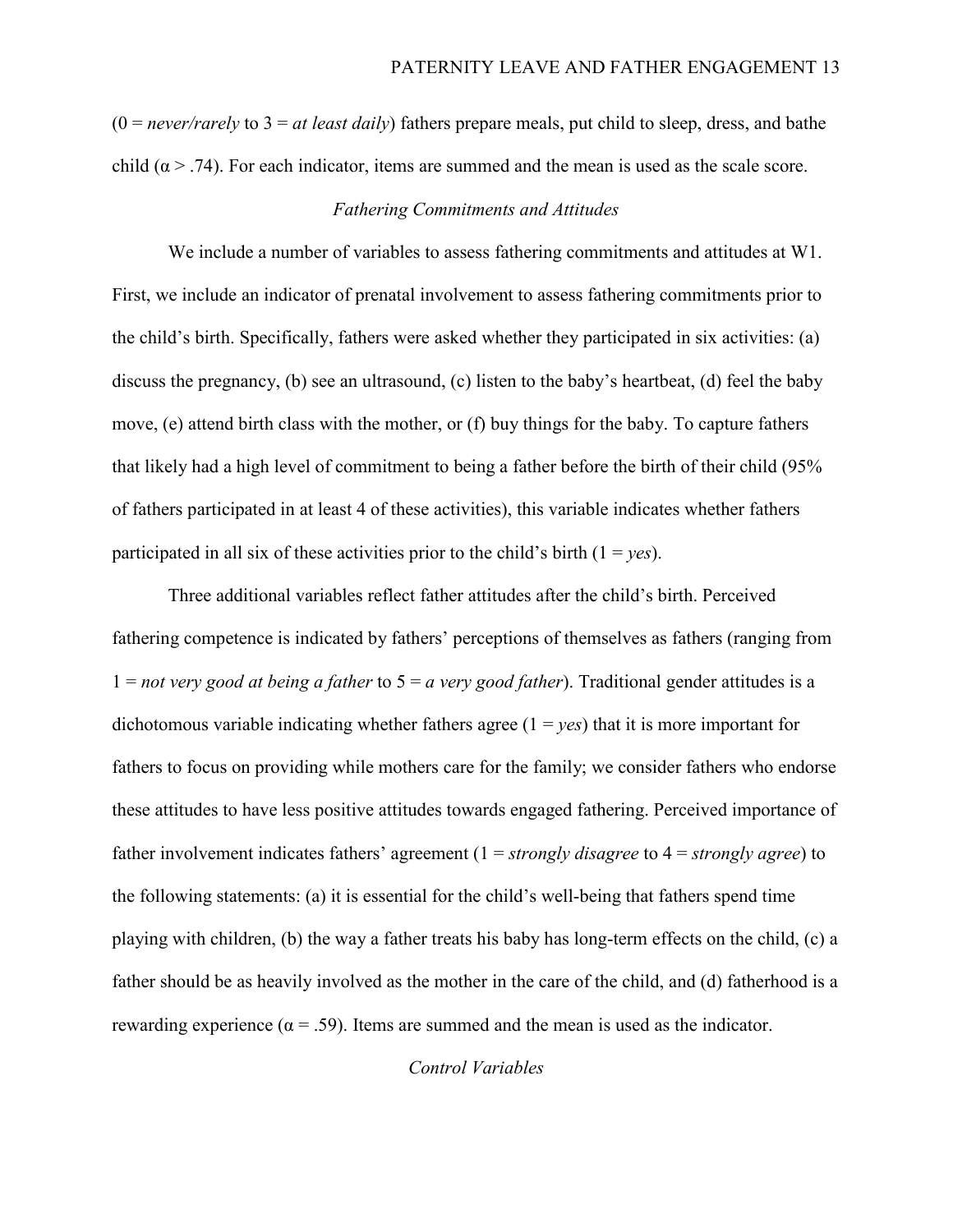(0 = *never/rarely* to 3 = *at least daily*) fathers prepare meals, put child to sleep, dress, and bathe child ($\alpha > .74$). For each indicator, items are summed and the mean is used as the scale score.

### *Fathering Commitments and Attitudes*

We include a number of variables to assess fathering commitments and attitudes at W1. First, we include an indicator of prenatal involvement to assess fathering commitments prior to the child's birth. Specifically, fathers were asked whether they participated in six activities: (a) discuss the pregnancy, (b) see an ultrasound, (c) listen to the baby's heartbeat, (d) feel the baby move, (e) attend birth class with the mother, or (f) buy things for the baby. To capture fathers that likely had a high level of commitment to being a father before the birth of their child (95% of fathers participated in at least 4 of these activities), this variable indicates whether fathers participated in all six of these activities prior to the child's birth (1 = *yes*).

Three additional variables reflect father attitudes after the child's birth. Perceived fathering competence is indicated by fathers' perceptions of themselves as fathers (ranging from 1 = *not very good at being a father* to 5 = *a very good father*). Traditional gender attitudes is a dichotomous variable indicating whether fathers agree (1 = *yes*) that it is more important for fathers to focus on providing while mothers care for the family; we consider fathers who endorse these attitudes to have less positive attitudes towards engaged fathering. Perceived importance of father involvement indicates fathers' agreement (1 = *strongly disagree* to 4 = *strongly agree*) to the following statements: (a) it is essential for the child's well-being that fathers spend time playing with children, (b) the way a father treats his baby has long-term effects on the child, (c) a father should be as heavily involved as the mother in the care of the child, and (d) fatherhood is a rewarding experience ($\alpha = .59$). Items are summed and the mean is used as the indicator.

### *Control Variables*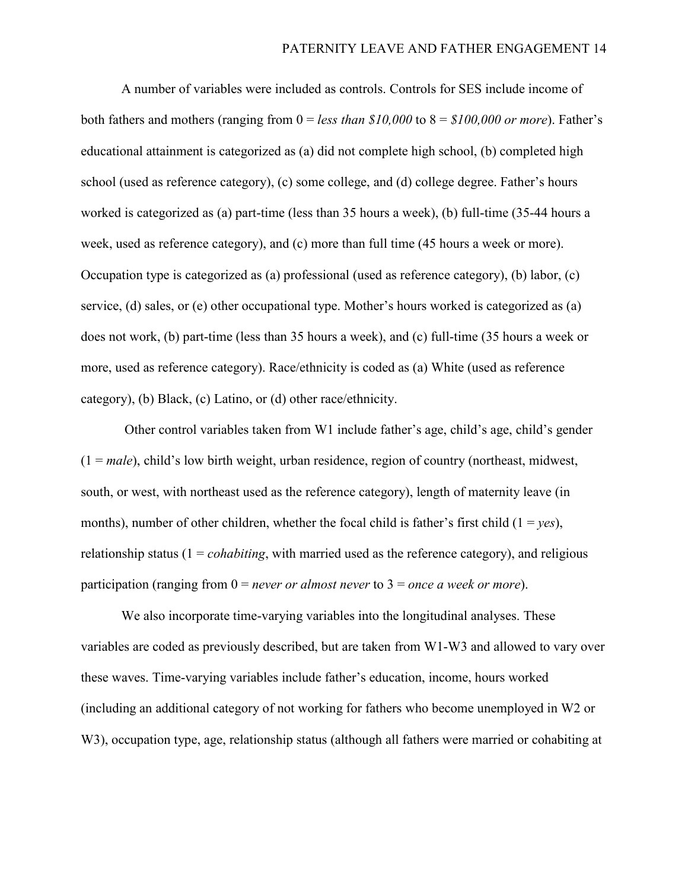A number of variables were included as controls. Controls for SES include income of both fathers and mothers (ranging from 0 = *less than $10,000* to 8 = *$100,000 or more*). Father's educational attainment is categorized as (a) did not complete high school, (b) completed high school (used as reference category), (c) some college, and (d) college degree. Father's hours worked is categorized as (a) part-time (less than 35 hours a week), (b) full-time (35-44 hours a week, used as reference category), and (c) more than full time (45 hours a week or more). Occupation type is categorized as (a) professional (used as reference category), (b) labor, (c) service, (d) sales, or (e) other occupational type. Mother's hours worked is categorized as (a) does not work, (b) part-time (less than 35 hours a week), and (c) full-time (35 hours a week or more, used as reference category). Race/ethnicity is coded as (a) White (used as reference category), (b) Black, (c) Latino, or (d) other race/ethnicity.

Other control variables taken from W1 include father's age, child's age, child's gender (1 = *male*), child's low birth weight, urban residence, region of country (northeast, midwest, south, or west, with northeast used as the reference category), length of maternity leave (in months), number of other children, whether the focal child is father's first child (1 = *yes*), relationship status (1 = *cohabiting*, with married used as the reference category), and religious participation (ranging from 0 = *never or almost never* to 3 = *once a week or more*).

We also incorporate time-varying variables into the longitudinal analyses. These variables are coded as previously described, but are taken from W1-W3 and allowed to vary over these waves. Time-varying variables include father's education, income, hours worked (including an additional category of not working for fathers who become unemployed in W2 or W3), occupation type, age, relationship status (although all fathers were married or cohabiting at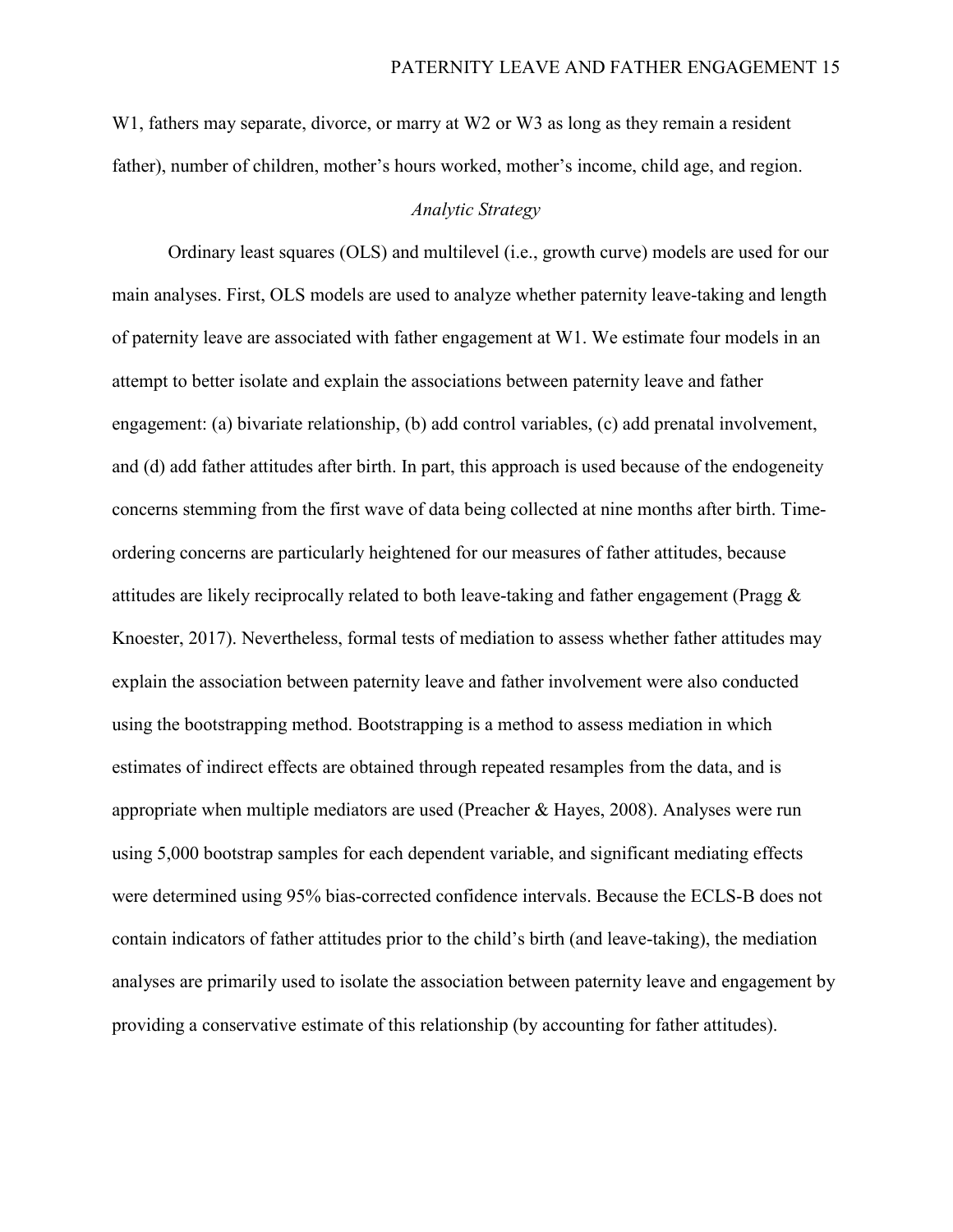W1, fathers may separate, divorce, or marry at W2 or W3 as long as they remain a resident father), number of children, mother's hours worked, mother's income, child age, and region.

### *Analytic Strategy*

Ordinary least squares (OLS) and multilevel (i.e., growth curve) models are used for our main analyses. First, OLS models are used to analyze whether paternity leave-taking and length of paternity leave are associated with father engagement at W1. We estimate four models in an attempt to better isolate and explain the associations between paternity leave and father engagement: (a) bivariate relationship, (b) add control variables, (c) add prenatal involvement, and (d) add father attitudes after birth. In part, this approach is used because of the endogeneity concerns stemming from the first wave of data being collected at nine months after birth. Time-ordering concerns are particularly heightened for our measures of father attitudes, because attitudes are likely reciprocally related to both leave-taking and father engagement (Pragg & Knoester, 2017). Nevertheless, formal tests of mediation to assess whether father attitudes may explain the association between paternity leave and father involvement were also conducted using the bootstrapping method. Bootstrapping is a method to assess mediation in which estimates of indirect effects are obtained through repeated resamples from the data, and is appropriate when multiple mediators are used (Preacher & Hayes, 2008). Analyses were run using 5,000 bootstrap samples for each dependent variable, and significant mediating effects were determined using 95% bias-corrected confidence intervals. Because the ECLS-B does not contain indicators of father attitudes prior to the child's birth (and leave-taking), the mediation analyses are primarily used to isolate the association between paternity leave and engagement by providing a conservative estimate of this relationship (by accounting for father attitudes).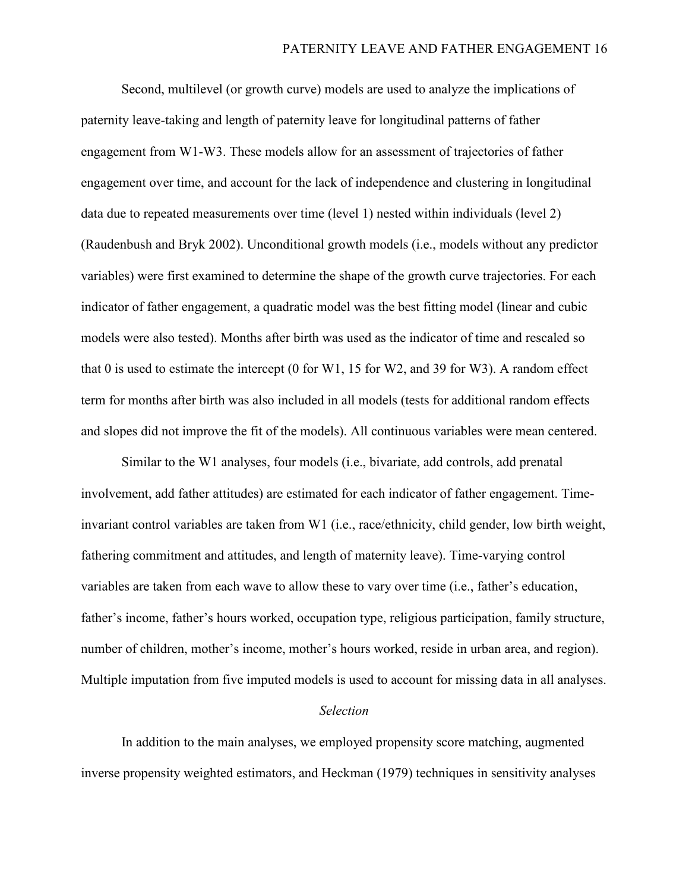Second, multilevel (or growth curve) models are used to analyze the implications of paternity leave-taking and length of paternity leave for longitudinal patterns of father engagement from W1-W3. These models allow for an assessment of trajectories of father engagement over time, and account for the lack of independence and clustering in longitudinal data due to repeated measurements over time (level 1) nested within individuals (level 2) (Raudenbush and Bryk 2002). Unconditional growth models (i.e., models without any predictor variables) were first examined to determine the shape of the growth curve trajectories. For each indicator of father engagement, a quadratic model was the best fitting model (linear and cubic models were also tested). Months after birth was used as the indicator of time and rescaled so that 0 is used to estimate the intercept (0 for W1, 15 for W2, and 39 for W3). A random effect term for months after birth was also included in all models (tests for additional random effects and slopes did not improve the fit of the models). All continuous variables were mean centered.

Similar to the W1 analyses, four models (i.e., bivariate, add controls, add prenatal involvement, add father attitudes) are estimated for each indicator of father engagement. Time-invariant control variables are taken from W1 (i.e., race/ethnicity, child gender, low birth weight, fathering commitment and attitudes, and length of maternity leave). Time-varying control variables are taken from each wave to allow these to vary over time (i.e., father's education, father's income, father's hours worked, occupation type, religious participation, family structure, number of children, mother's income, mother's hours worked, reside in urban area, and region). Multiple imputation from five imputed models is used to account for missing data in all analyses.

### *Selection*

In addition to the main analyses, we employed propensity score matching, augmented inverse propensity weighted estimators, and Heckman (1979) techniques in sensitivity analyses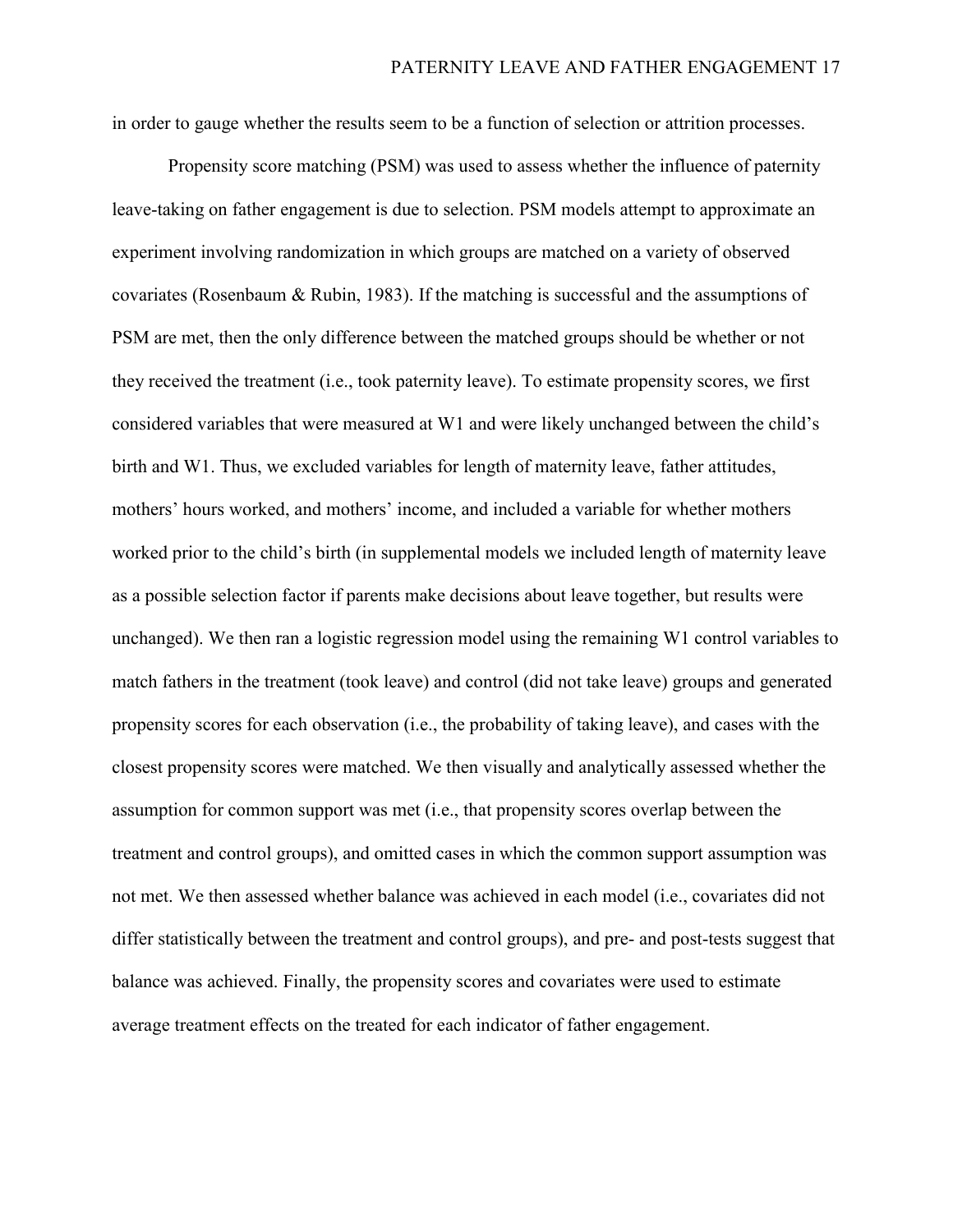in order to gauge whether the results seem to be a function of selection or attrition processes.

Propensity score matching (PSM) was used to assess whether the influence of paternity leave-taking on father engagement is due to selection. PSM models attempt to approximate an experiment involving randomization in which groups are matched on a variety of observed covariates (Rosenbaum & Rubin, 1983). If the matching is successful and the assumptions of PSM are met, then the only difference between the matched groups should be whether or not they received the treatment (i.e., took paternity leave). To estimate propensity scores, we first considered variables that were measured at W1 and were likely unchanged between the child's birth and W1. Thus, we excluded variables for length of maternity leave, father attitudes, mothers' hours worked, and mothers' income, and included a variable for whether mothers worked prior to the child's birth (in supplemental models we included length of maternity leave as a possible selection factor if parents make decisions about leave together, but results were unchanged). We then ran a logistic regression model using the remaining W1 control variables to match fathers in the treatment (took leave) and control (did not take leave) groups and generated propensity scores for each observation (i.e., the probability of taking leave), and cases with the closest propensity scores were matched. We then visually and analytically assessed whether the assumption for common support was met (i.e., that propensity scores overlap between the treatment and control groups), and omitted cases in which the common support assumption was not met. We then assessed whether balance was achieved in each model (i.e., covariates did not differ statistically between the treatment and control groups), and pre- and post-tests suggest that balance was achieved. Finally, the propensity scores and covariates were used to estimate average treatment effects on the treated for each indicator of father engagement.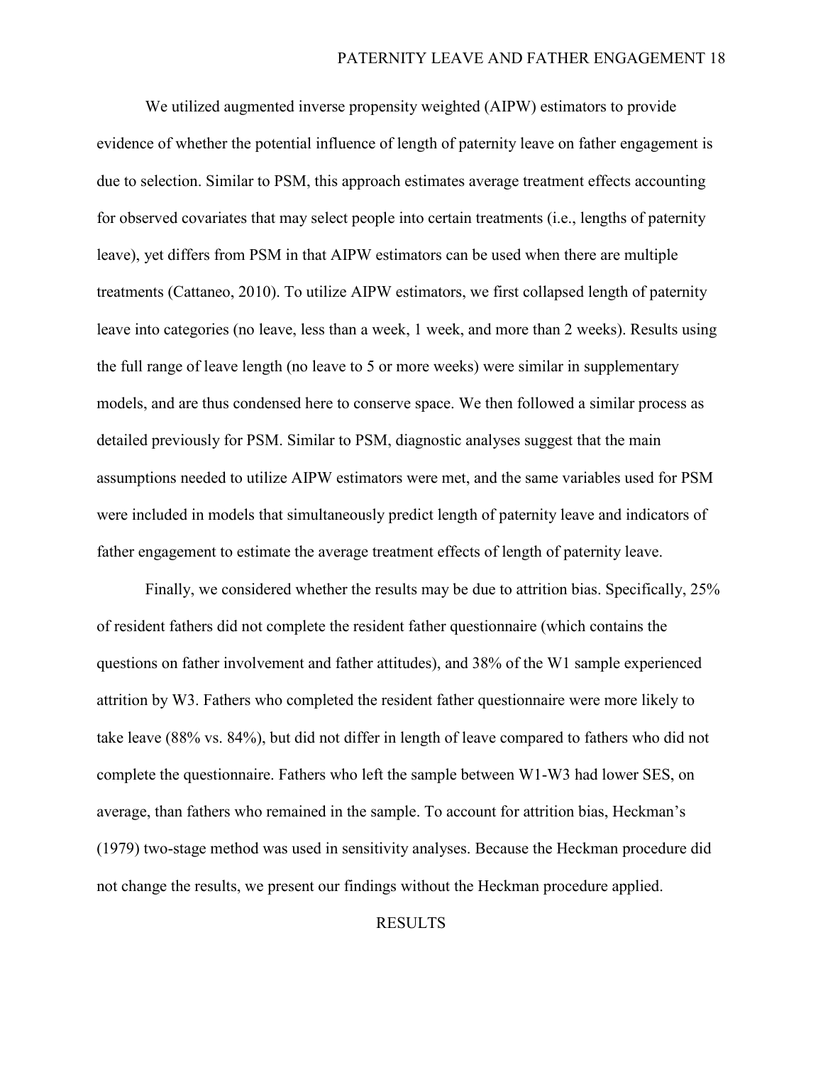We utilized augmented inverse propensity weighted (AIPW) estimators to provide evidence of whether the potential influence of length of paternity leave on father engagement is due to selection. Similar to PSM, this approach estimates average treatment effects accounting for observed covariates that may select people into certain treatments (i.e., lengths of paternity leave), yet differs from PSM in that AIPW estimators can be used when there are multiple treatments (Cattaneo, 2010). To utilize AIPW estimators, we first collapsed length of paternity leave into categories (no leave, less than a week, 1 week, and more than 2 weeks). Results using the full range of leave length (no leave to 5 or more weeks) were similar in supplementary models, and are thus condensed here to conserve space. We then followed a similar process as detailed previously for PSM. Similar to PSM, diagnostic analyses suggest that the main assumptions needed to utilize AIPW estimators were met, and the same variables used for PSM were included in models that simultaneously predict length of paternity leave and indicators of father engagement to estimate the average treatment effects of length of paternity leave.

Finally, we considered whether the results may be due to attrition bias. Specifically, 25% of resident fathers did not complete the resident father questionnaire (which contains the questions on father involvement and father attitudes), and 38% of the W1 sample experienced attrition by W3. Fathers who completed the resident father questionnaire were more likely to take leave (88% vs. 84%), but did not differ in length of leave compared to fathers who did not complete the questionnaire. Fathers who left the sample between W1-W3 had lower SES, on average, than fathers who remained in the sample. To account for attrition bias, Heckman's (1979) two-stage method was used in sensitivity analyses. Because the Heckman procedure did not change the results, we present our findings without the Heckman procedure applied.

# RESULTS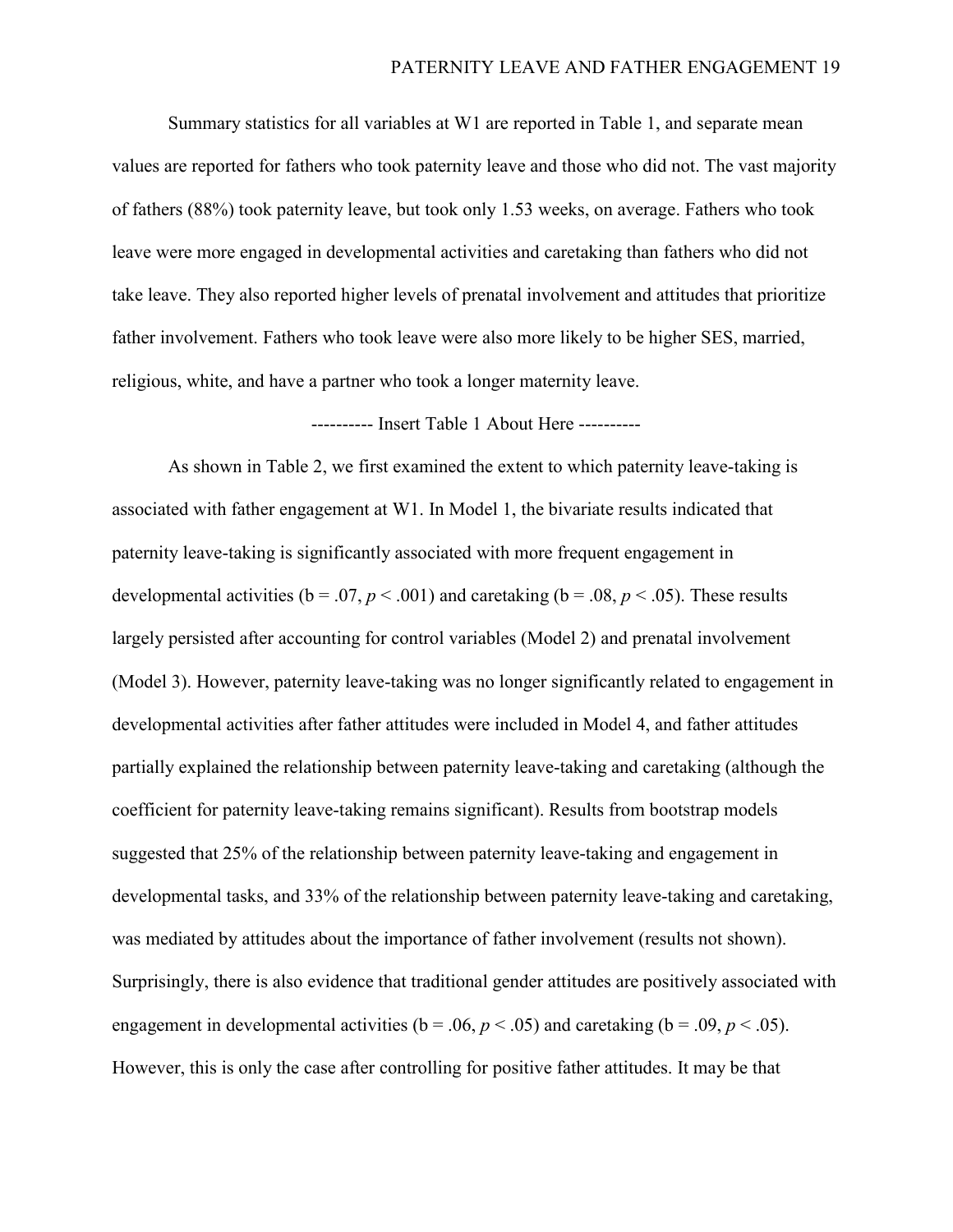Summary statistics for all variables at W1 are reported in Table 1, and separate mean values are reported for fathers who took paternity leave and those who did not. The vast majority of fathers (88%) took paternity leave, but took only 1.53 weeks, on average. Fathers who took leave were more engaged in developmental activities and caretaking than fathers who did not take leave. They also reported higher levels of prenatal involvement and attitudes that prioritize father involvement. Fathers who took leave were also more likely to be higher SES, married, religious, white, and have a partner who took a longer maternity leave.

---------- Insert Table 1 About Here ----------

As shown in Table 2, we first examined the extent to which paternity leave-taking is associated with father engagement at W1. In Model 1, the bivariate results indicated that paternity leave-taking is significantly associated with more frequent engagement in developmental activities (b = .07, $p < .001$) and caretaking (b = .08, $p < .05$). These results largely persisted after accounting for control variables (Model 2) and prenatal involvement (Model 3). However, paternity leave-taking was no longer significantly related to engagement in developmental activities after father attitudes were included in Model 4, and father attitudes partially explained the relationship between paternity leave-taking and caretaking (although the coefficient for paternity leave-taking remains significant). Results from bootstrap models suggested that 25% of the relationship between paternity leave-taking and engagement in developmental tasks, and 33% of the relationship between paternity leave-taking and caretaking, was mediated by attitudes about the importance of father involvement (results not shown). Surprisingly, there is also evidence that traditional gender attitudes are positively associated with engagement in developmental activities (b = .06, $p < .05$) and caretaking (b = .09, $p < .05$). However, this is only the case after controlling for positive father attitudes. It may be that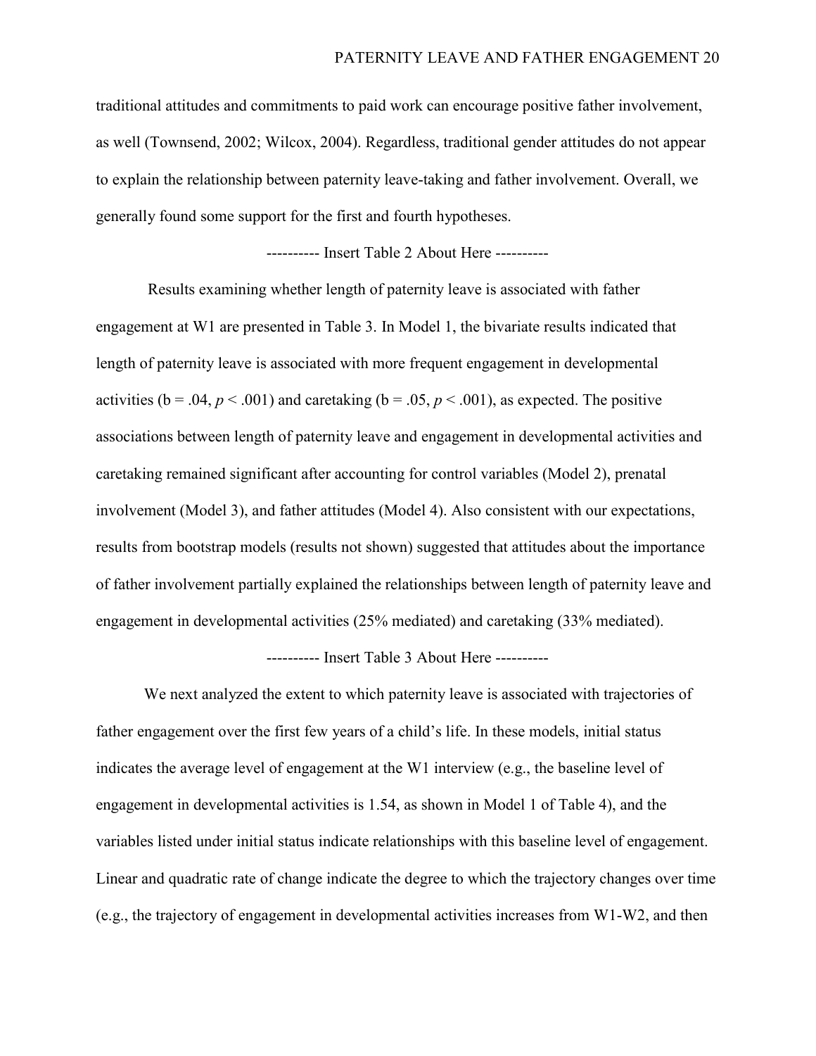traditional attitudes and commitments to paid work can encourage positive father involvement, as well (Townsend, 2002; Wilcox, 2004). Regardless, traditional gender attitudes do not appear to explain the relationship between paternity leave-taking and father involvement. Overall, we generally found some support for the first and fourth hypotheses.

---------- Insert Table 2 About Here ----------

Results examining whether length of paternity leave is associated with father engagement at W1 are presented in Table 3. In Model 1, the bivariate results indicated that length of paternity leave is associated with more frequent engagement in developmental activities (b = .04, $p < .001$) and caretaking (b = .05, $p < .001$), as expected. The positive associations between length of paternity leave and engagement in developmental activities and caretaking remained significant after accounting for control variables (Model 2), prenatal involvement (Model 3), and father attitudes (Model 4). Also consistent with our expectations, results from bootstrap models (results not shown) suggested that attitudes about the importance of father involvement partially explained the relationships between length of paternity leave and engagement in developmental activities (25% mediated) and caretaking (33% mediated).

---------- Insert Table 3 About Here ----------

We next analyzed the extent to which paternity leave is associated with trajectories of father engagement over the first few years of a child's life. In these models, initial status indicates the average level of engagement at the W1 interview (e.g., the baseline level of engagement in developmental activities is 1.54, as shown in Model 1 of Table 4), and the variables listed under initial status indicate relationships with this baseline level of engagement. Linear and quadratic rate of change indicate the degree to which the trajectory changes over time (e.g., the trajectory of engagement in developmental activities increases from W1-W2, and then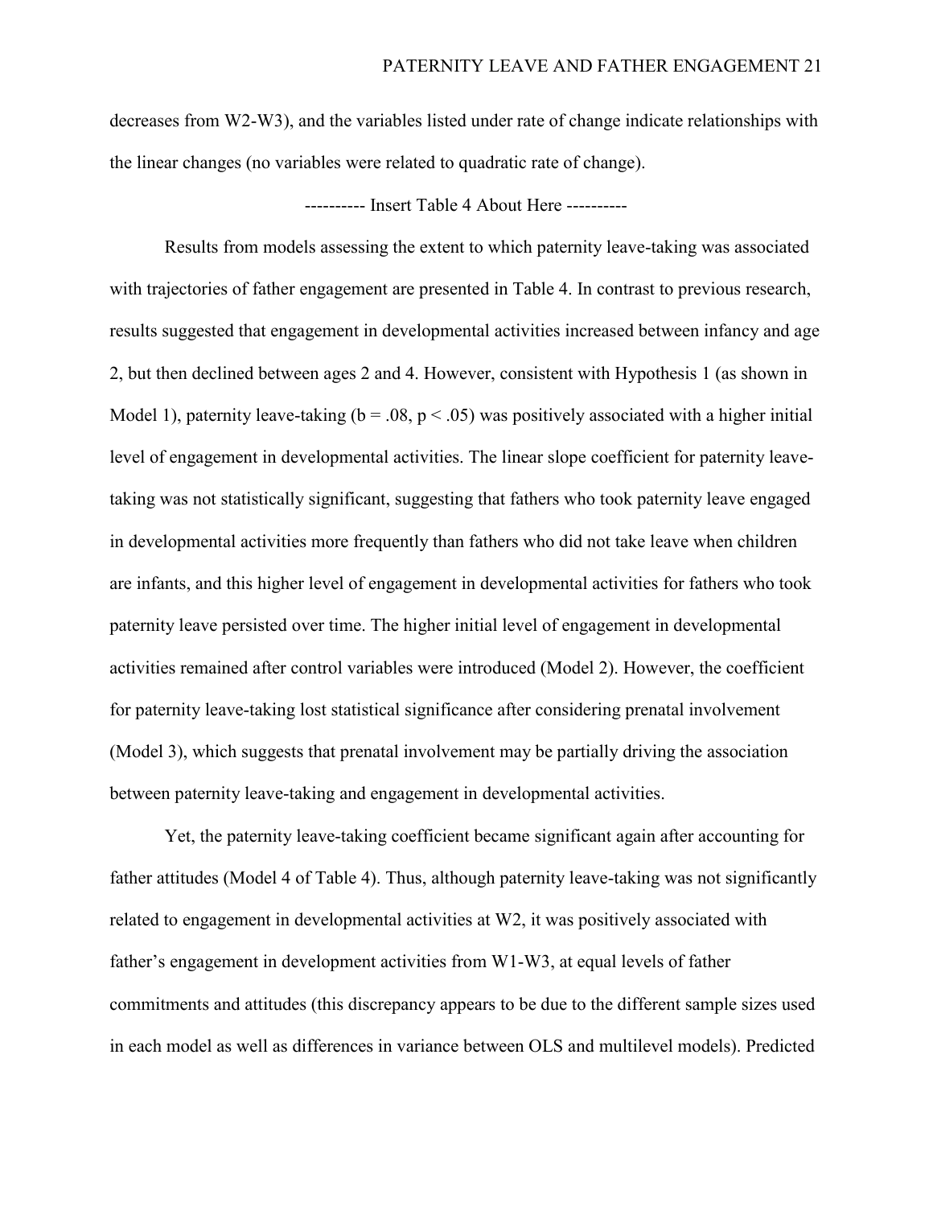decreases from W2-W3), and the variables listed under rate of change indicate relationships with the linear changes (no variables were related to quadratic rate of change).

---------- Insert Table 4 About Here ----------

Results from models assessing the extent to which paternity leave-taking was associated with trajectories of father engagement are presented in Table 4. In contrast to previous research, results suggested that engagement in developmental activities increased between infancy and age 2, but then declined between ages 2 and 4. However, consistent with Hypothesis 1 (as shown in Model 1), paternity leave-taking ($b = .08$, $p < .05$) was positively associated with a higher initial level of engagement in developmental activities. The linear slope coefficient for paternity leave-taking was not statistically significant, suggesting that fathers who took paternity leave engaged in developmental activities more frequently than fathers who did not take leave when children are infants, and this higher level of engagement in developmental activities for fathers who took paternity leave persisted over time. The higher initial level of engagement in developmental activities remained after control variables were introduced (Model 2). However, the coefficient for paternity leave-taking lost statistical significance after considering prenatal involvement (Model 3), which suggests that prenatal involvement may be partially driving the association between paternity leave-taking and engagement in developmental activities.

Yet, the paternity leave-taking coefficient became significant again after accounting for father attitudes (Model 4 of Table 4). Thus, although paternity leave-taking was not significantly related to engagement in developmental activities at W2, it was positively associated with father's engagement in development activities from W1-W3, at equal levels of father commitments and attitudes (this discrepancy appears to be due to the different sample sizes used in each model as well as differences in variance between OLS and multilevel models). Predicted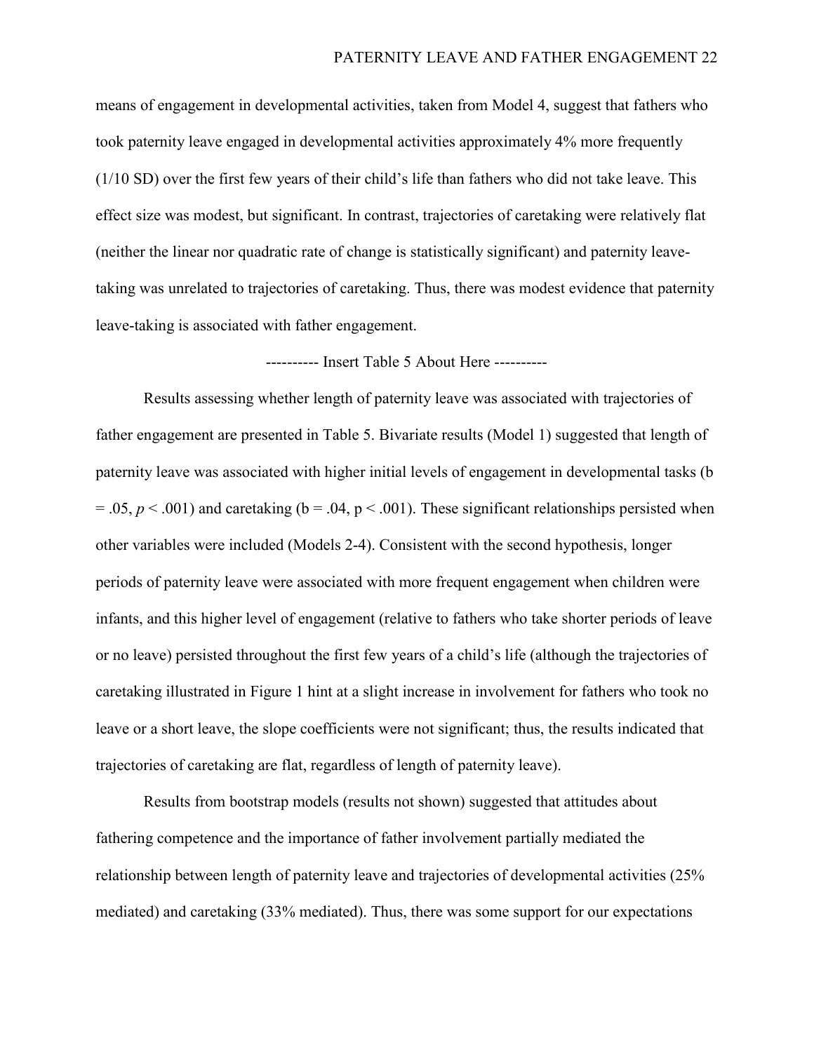means of engagement in developmental activities, taken from Model 4, suggest that fathers who took paternity leave engaged in developmental activities approximately 4% more frequently (1/10 SD) over the first few years of their child's life than fathers who did not take leave. This effect size was modest, but significant. In contrast, trajectories of caretaking were relatively flat (neither the linear nor quadratic rate of change is statistically significant) and paternity leave-taking was unrelated to trajectories of caretaking. Thus, there was modest evidence that paternity leave-taking is associated with father engagement.

---------- Insert Table 5 About Here ----------

Results assessing whether length of paternity leave was associated with trajectories of father engagement are presented in Table 5. Bivariate results (Model 1) suggested that length of paternity leave was associated with higher initial levels of engagement in developmental tasks ($b = .05$, $p < .001$) and caretaking ($b = .04$, $p < .001$). These significant relationships persisted when other variables were included (Models 2-4). Consistent with the second hypothesis, longer periods of paternity leave were associated with more frequent engagement when children were infants, and this higher level of engagement (relative to fathers who take shorter periods of leave or no leave) persisted throughout the first few years of a child's life (although the trajectories of caretaking illustrated in Figure 1 hint at a slight increase in involvement for fathers who took no leave or a short leave, the slope coefficients were not significant; thus, the results indicated that trajectories of caretaking are flat, regardless of length of paternity leave).

Results from bootstrap models (results not shown) suggested that attitudes about fathering competence and the importance of father involvement partially mediated the relationship between length of paternity leave and trajectories of developmental activities (25% mediated) and caretaking (33% mediated). Thus, there was some support for our expectations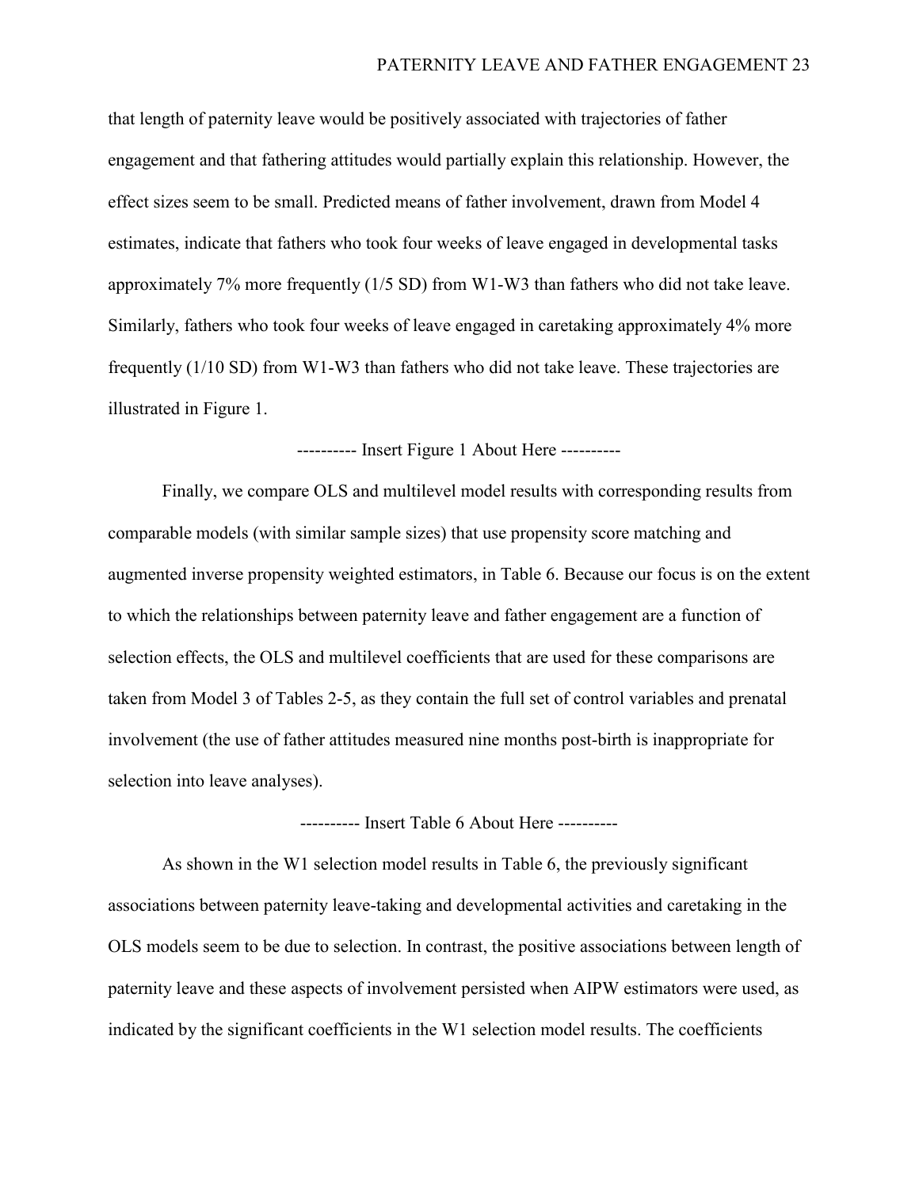that length of paternity leave would be positively associated with trajectories of father engagement and that fathering attitudes would partially explain this relationship. However, the effect sizes seem to be small. Predicted means of father involvement, drawn from Model 4 estimates, indicate that fathers who took four weeks of leave engaged in developmental tasks approximately 7% more frequently (1/5 SD) from W1-W3 than fathers who did not take leave. Similarly, fathers who took four weeks of leave engaged in caretaking approximately 4% more frequently (1/10 SD) from W1-W3 than fathers who did not take leave. These trajectories are illustrated in Figure 1.

---------- Insert Figure 1 About Here ----------

Finally, we compare OLS and multilevel model results with corresponding results from comparable models (with similar sample sizes) that use propensity score matching and augmented inverse propensity weighted estimators, in Table 6. Because our focus is on the extent to which the relationships between paternity leave and father engagement are a function of selection effects, the OLS and multilevel coefficients that are used for these comparisons are taken from Model 3 of Tables 2-5, as they contain the full set of control variables and prenatal involvement (the use of father attitudes measured nine months post-birth is inappropriate for selection into leave analyses).

---------- Insert Table 6 About Here ----------

As shown in the W1 selection model results in Table 6, the previously significant associations between paternity leave-taking and developmental activities and caretaking in the OLS models seem to be due to selection. In contrast, the positive associations between length of paternity leave and these aspects of involvement persisted when AIPW estimators were used, as indicated by the significant coefficients in the W1 selection model results. The coefficients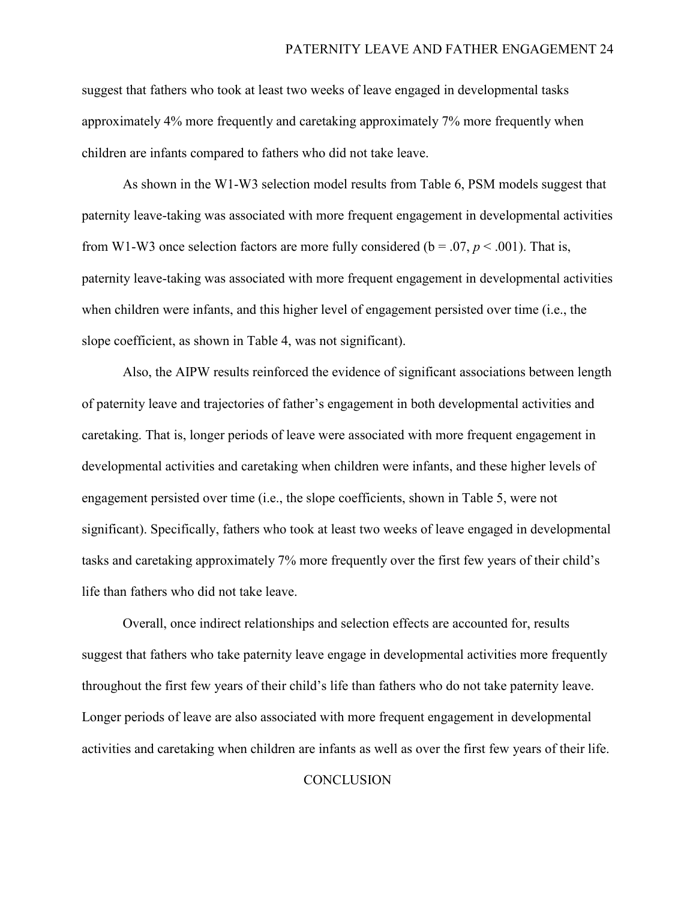suggest that fathers who took at least two weeks of leave engaged in developmental tasks approximately 4% more frequently and caretaking approximately 7% more frequently when children are infants compared to fathers who did not take leave.

As shown in the W1-W3 selection model results from Table 6, PSM models suggest that paternity leave-taking was associated with more frequent engagement in developmental activities from W1-W3 once selection factors are more fully considered (b = .07, $p < .001$). That is, paternity leave-taking was associated with more frequent engagement in developmental activities when children were infants, and this higher level of engagement persisted over time (i.e., the slope coefficient, as shown in Table 4, was not significant).

Also, the AIPW results reinforced the evidence of significant associations between length of paternity leave and trajectories of father's engagement in both developmental activities and caretaking. That is, longer periods of leave were associated with more frequent engagement in developmental activities and caretaking when children were infants, and these higher levels of engagement persisted over time (i.e., the slope coefficients, shown in Table 5, were not significant). Specifically, fathers who took at least two weeks of leave engaged in developmental tasks and caretaking approximately 7% more frequently over the first few years of their child's life than fathers who did not take leave.

Overall, once indirect relationships and selection effects are accounted for, results suggest that fathers who take paternity leave engage in developmental activities more frequently throughout the first few years of their child's life than fathers who do not take paternity leave. Longer periods of leave are also associated with more frequent engagement in developmental activities and caretaking when children are infants as well as over the first few years of their life.

## CONCLUSION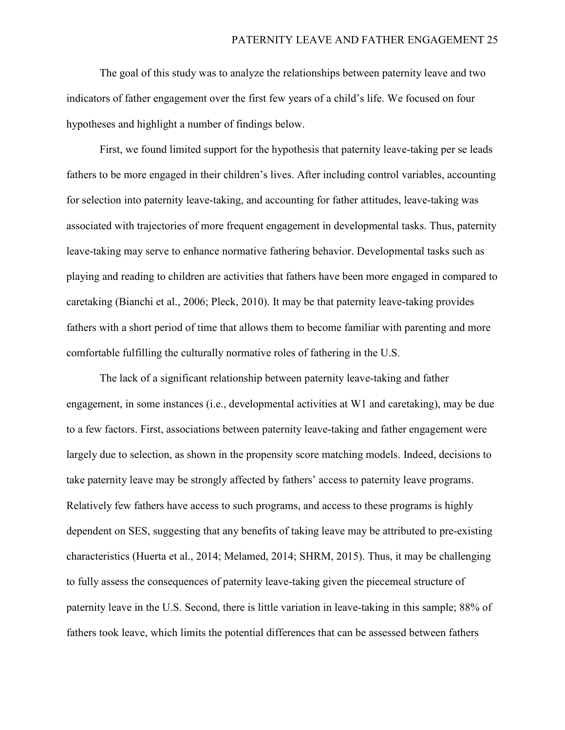The goal of this study was to analyze the relationships between paternity leave and two indicators of father engagement over the first few years of a child's life. We focused on four hypotheses and highlight a number of findings below.

First, we found limited support for the hypothesis that paternity leave-taking per se leads fathers to be more engaged in their children's lives. After including control variables, accounting for selection into paternity leave-taking, and accounting for father attitudes, leave-taking was associated with trajectories of more frequent engagement in developmental tasks. Thus, paternity leave-taking may serve to enhance normative fathering behavior. Developmental tasks such as playing and reading to children are activities that fathers have been more engaged in compared to caretaking (Bianchi et al., 2006; Pleck, 2010). It may be that paternity leave-taking provides fathers with a short period of time that allows them to become familiar with parenting and more comfortable fulfilling the culturally normative roles of fathering in the U.S.

The lack of a significant relationship between paternity leave-taking and father engagement, in some instances (i.e., developmental activities at W1 and caretaking), may be due to a few factors. First, associations between paternity leave-taking and father engagement were largely due to selection, as shown in the propensity score matching models. Indeed, decisions to take paternity leave may be strongly affected by fathers' access to paternity leave programs. Relatively few fathers have access to such programs, and access to these programs is highly dependent on SES, suggesting that any benefits of taking leave may be attributed to pre-existing characteristics (Huerta et al., 2014; Melamed, 2014; SHRM, 2015). Thus, it may be challenging to fully assess the consequences of paternity leave-taking given the piecemeal structure of paternity leave in the U.S. Second, there is little variation in leave-taking in this sample; 88% of fathers took leave, which limits the potential differences that can be assessed between fathers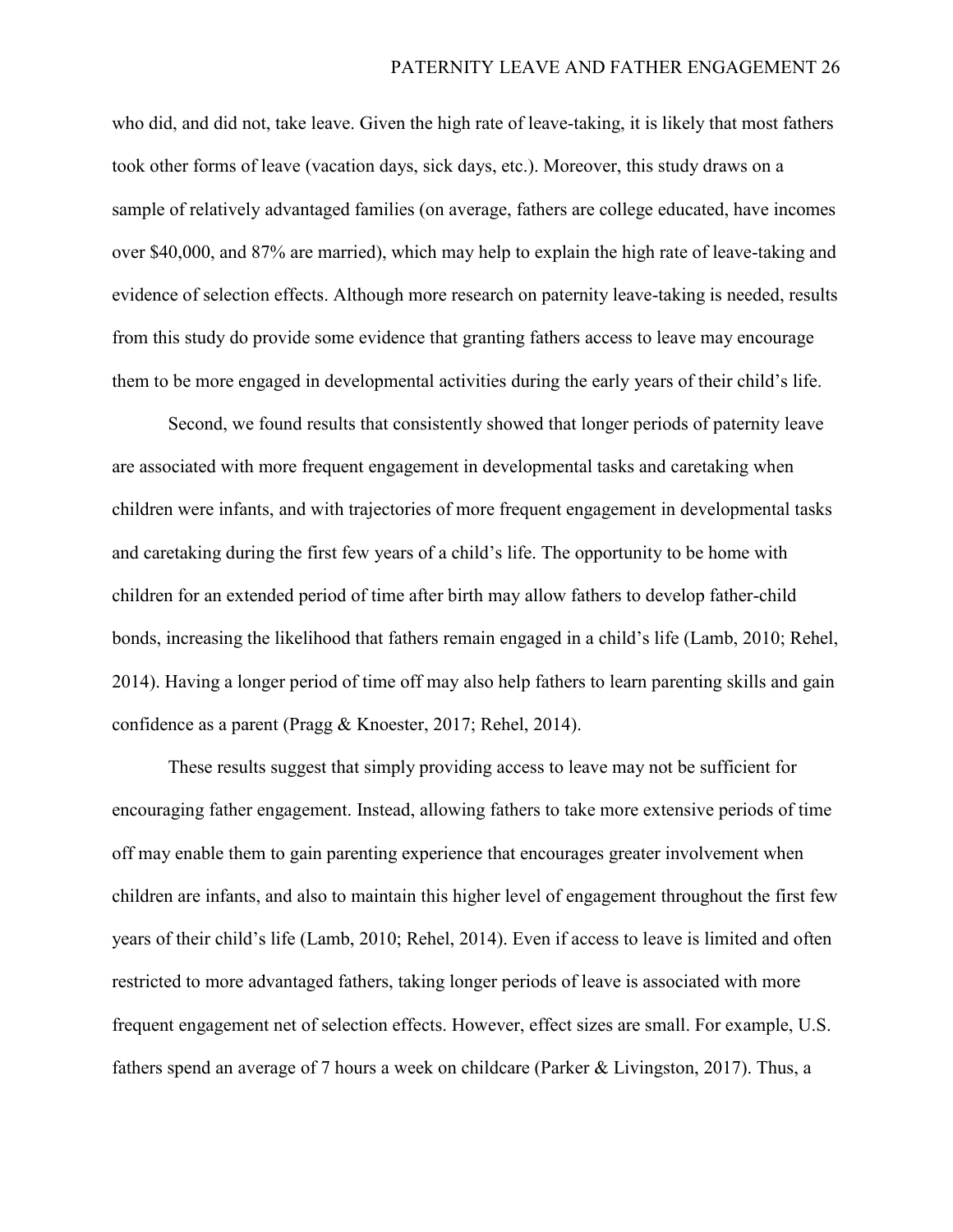who did, and did not, take leave. Given the high rate of leave-taking, it is likely that most fathers took other forms of leave (vacation days, sick days, etc.). Moreover, this study draws on a sample of relatively advantaged families (on average, fathers are college educated, have incomes over $40,000, and 87% are married), which may help to explain the high rate of leave-taking and evidence of selection effects. Although more research on paternity leave-taking is needed, results from this study do provide some evidence that granting fathers access to leave may encourage them to be more engaged in developmental activities during the early years of their child's life.

Second, we found results that consistently showed that longer periods of paternity leave are associated with more frequent engagement in developmental tasks and caretaking when children were infants, and with trajectories of more frequent engagement in developmental tasks and caretaking during the first few years of a child's life. The opportunity to be home with children for an extended period of time after birth may allow fathers to develop father-child bonds, increasing the likelihood that fathers remain engaged in a child's life (Lamb, 2010; Rehel, 2014). Having a longer period of time off may also help fathers to learn parenting skills and gain confidence as a parent (Pragg & Knoester, 2017; Rehel, 2014).

These results suggest that simply providing access to leave may not be sufficient for encouraging father engagement. Instead, allowing fathers to take more extensive periods of time off may enable them to gain parenting experience that encourages greater involvement when children are infants, and also to maintain this higher level of engagement throughout the first few years of their child's life (Lamb, 2010; Rehel, 2014). Even if access to leave is limited and often restricted to more advantaged fathers, taking longer periods of leave is associated with more frequent engagement net of selection effects. However, effect sizes are small. For example, U.S. fathers spend an average of 7 hours a week on childcare (Parker & Livingston, 2017). Thus, a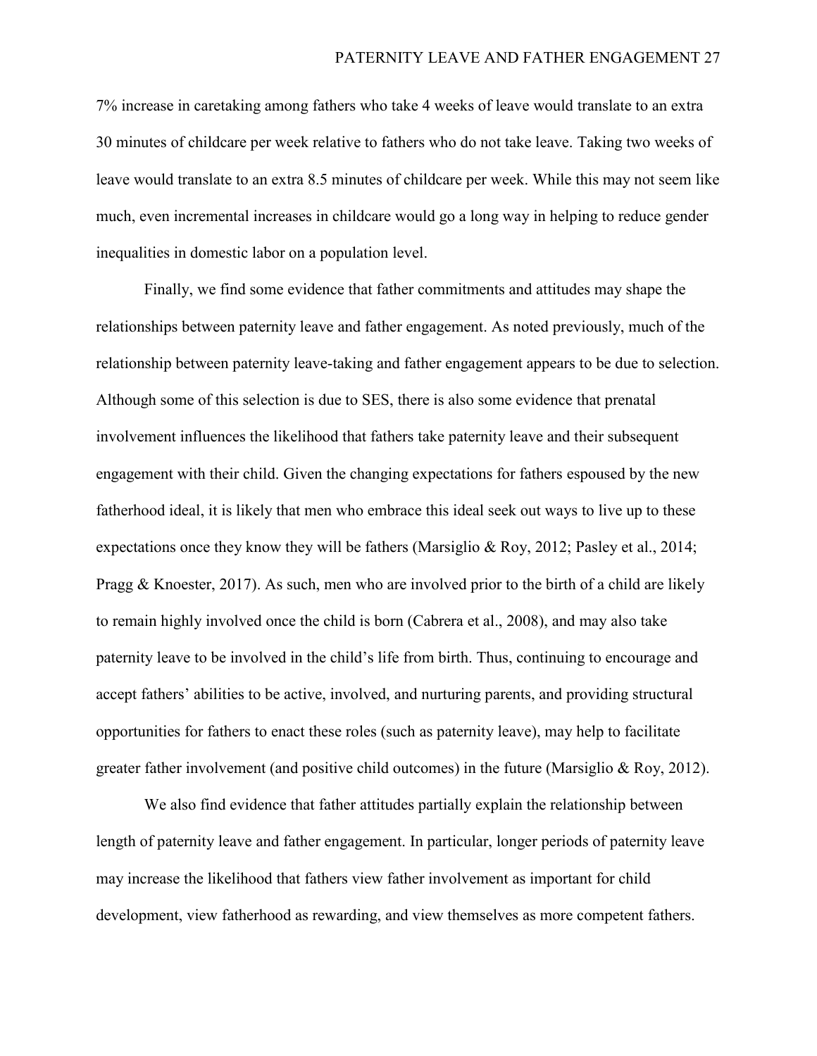7% increase in caretaking among fathers who take 4 weeks of leave would translate to an extra 30 minutes of childcare per week relative to fathers who do not take leave. Taking two weeks of leave would translate to an extra 8.5 minutes of childcare per week. While this may not seem like much, even incremental increases in childcare would go a long way in helping to reduce gender inequalities in domestic labor on a population level.

Finally, we find some evidence that father commitments and attitudes may shape the relationships between paternity leave and father engagement. As noted previously, much of the relationship between paternity leave-taking and father engagement appears to be due to selection. Although some of this selection is due to SES, there is also some evidence that prenatal involvement influences the likelihood that fathers take paternity leave and their subsequent engagement with their child. Given the changing expectations for fathers espoused by the new fatherhood ideal, it is likely that men who embrace this ideal seek out ways to live up to these expectations once they know they will be fathers (Marsiglio & Roy, 2012; Pasley et al., 2014; Pragg & Knoester, 2017). As such, men who are involved prior to the birth of a child are likely to remain highly involved once the child is born (Cabrera et al., 2008), and may also take paternity leave to be involved in the child's life from birth. Thus, continuing to encourage and accept fathers' abilities to be active, involved, and nurturing parents, and providing structural opportunities for fathers to enact these roles (such as paternity leave), may help to facilitate greater father involvement (and positive child outcomes) in the future (Marsiglio & Roy, 2012).

We also find evidence that father attitudes partially explain the relationship between length of paternity leave and father engagement. In particular, longer periods of paternity leave may increase the likelihood that fathers view father involvement as important for child development, view fatherhood as rewarding, and view themselves as more competent fathers.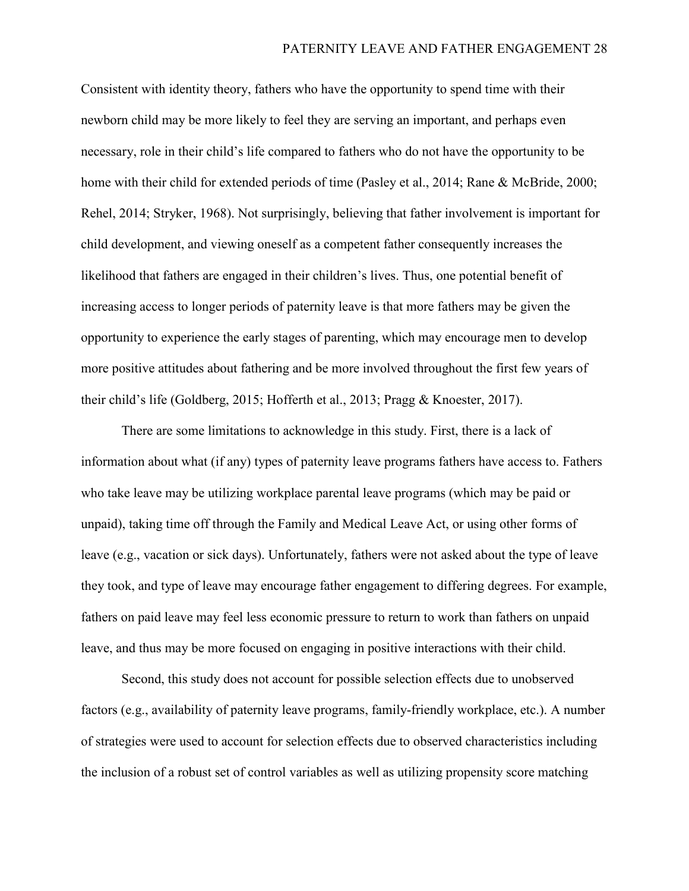Consistent with identity theory, fathers who have the opportunity to spend time with their newborn child may be more likely to feel they are serving an important, and perhaps even necessary, role in their child's life compared to fathers who do not have the opportunity to be home with their child for extended periods of time (Pasley et al., 2014; Rane & McBride, 2000; Rehel, 2014; Stryker, 1968). Not surprisingly, believing that father involvement is important for child development, and viewing oneself as a competent father consequently increases the likelihood that fathers are engaged in their children's lives. Thus, one potential benefit of increasing access to longer periods of paternity leave is that more fathers may be given the opportunity to experience the early stages of parenting, which may encourage men to develop more positive attitudes about fathering and be more involved throughout the first few years of their child's life (Goldberg, 2015; Hofferth et al., 2013; Pragg & Knoester, 2017).

There are some limitations to acknowledge in this study. First, there is a lack of information about what (if any) types of paternity leave programs fathers have access to. Fathers who take leave may be utilizing workplace parental leave programs (which may be paid or unpaid), taking time off through the Family and Medical Leave Act, or using other forms of leave (e.g., vacation or sick days). Unfortunately, fathers were not asked about the type of leave they took, and type of leave may encourage father engagement to differing degrees. For example, fathers on paid leave may feel less economic pressure to return to work than fathers on unpaid leave, and thus may be more focused on engaging in positive interactions with their child.

Second, this study does not account for possible selection effects due to unobserved factors (e.g., availability of paternity leave programs, family-friendly workplace, etc.). A number of strategies were used to account for selection effects due to observed characteristics including the inclusion of a robust set of control variables as well as utilizing propensity score matching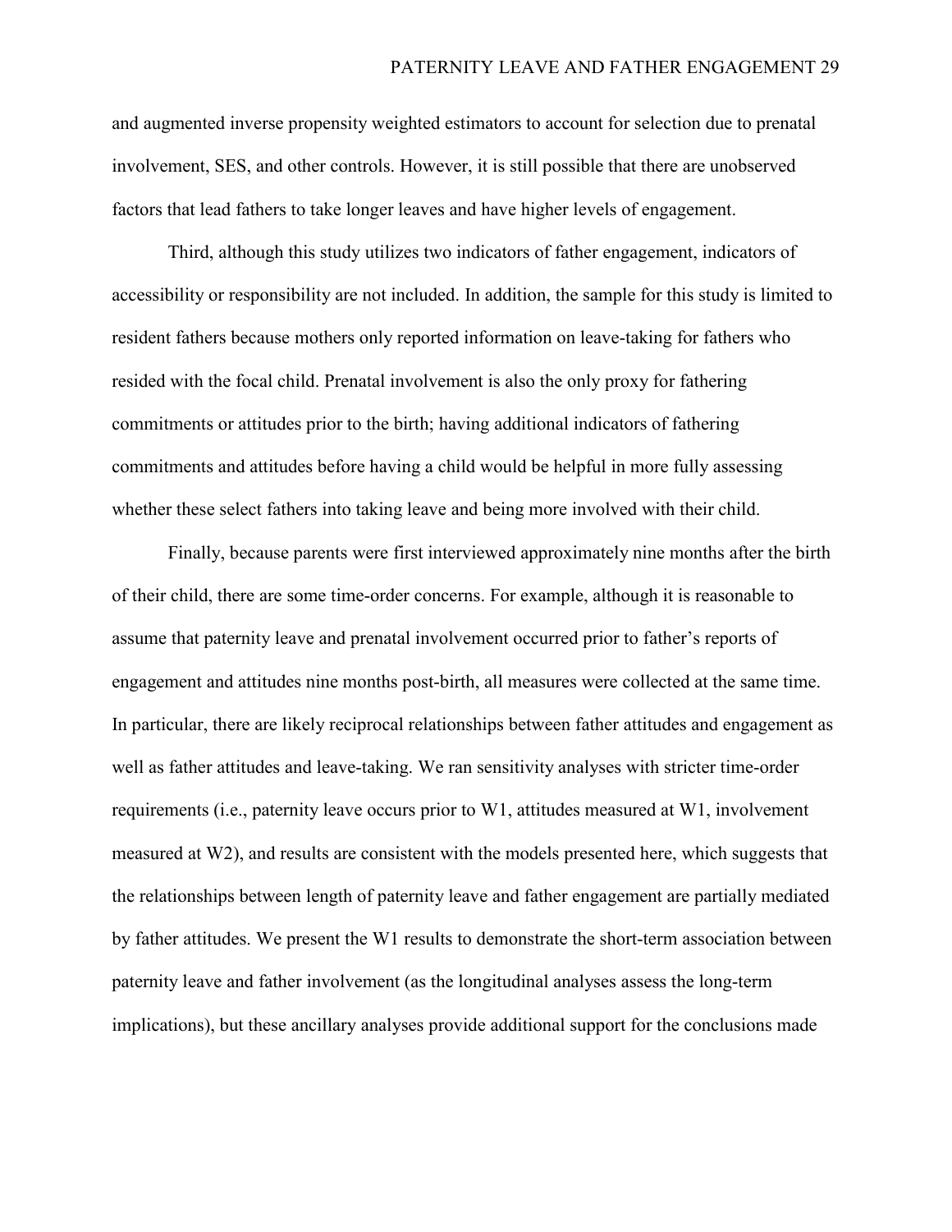and augmented inverse propensity weighted estimators to account for selection due to prenatal involvement, SES, and other controls. However, it is still possible that there are unobserved factors that lead fathers to take longer leaves and have higher levels of engagement.

Third, although this study utilizes two indicators of father engagement, indicators of accessibility or responsibility are not included. In addition, the sample for this study is limited to resident fathers because mothers only reported information on leave-taking for fathers who resided with the focal child. Prenatal involvement is also the only proxy for fathering commitments or attitudes prior to the birth; having additional indicators of fathering commitments and attitudes before having a child would be helpful in more fully assessing whether these select fathers into taking leave and being more involved with their child.

Finally, because parents were first interviewed approximately nine months after the birth of their child, there are some time-order concerns. For example, although it is reasonable to assume that paternity leave and prenatal involvement occurred prior to father's reports of engagement and attitudes nine months post-birth, all measures were collected at the same time. In particular, there are likely reciprocal relationships between father attitudes and engagement as well as father attitudes and leave-taking. We ran sensitivity analyses with stricter time-order requirements (i.e., paternity leave occurs prior to W1, attitudes measured at W1, involvement measured at W2), and results are consistent with the models presented here, which suggests that the relationships between length of paternity leave and father engagement are partially mediated by father attitudes. We present the W1 results to demonstrate the short-term association between paternity leave and father involvement (as the longitudinal analyses assess the long-term implications), but these ancillary analyses provide additional support for the conclusions made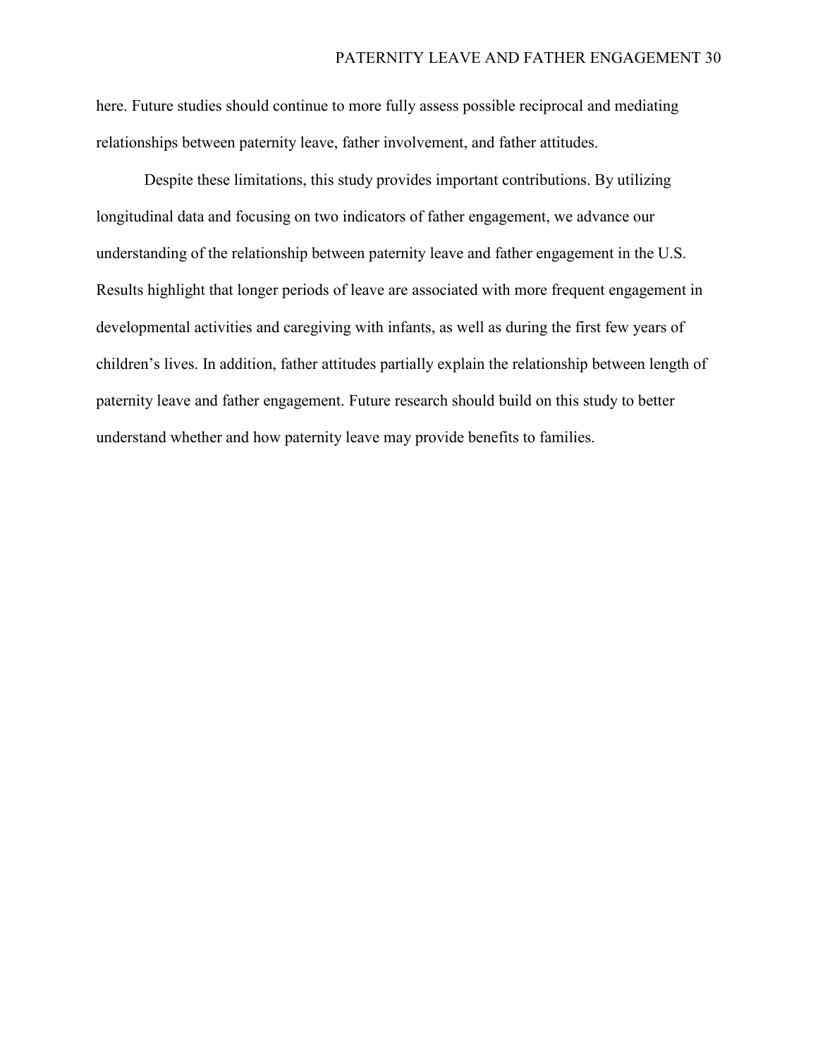here. Future studies should continue to more fully assess possible reciprocal and mediating relationships between paternity leave, father involvement, and father attitudes.

Despite these limitations, this study provides important contributions. By utilizing longitudinal data and focusing on two indicators of father engagement, we advance our understanding of the relationship between paternity leave and father engagement in the U.S. Results highlight that longer periods of leave are associated with more frequent engagement in developmental activities and caregiving with infants, as well as during the first few years of children's lives. In addition, father attitudes partially explain the relationship between length of paternity leave and father engagement. Future research should build on this study to better understand whether and how paternity leave may provide benefits to families.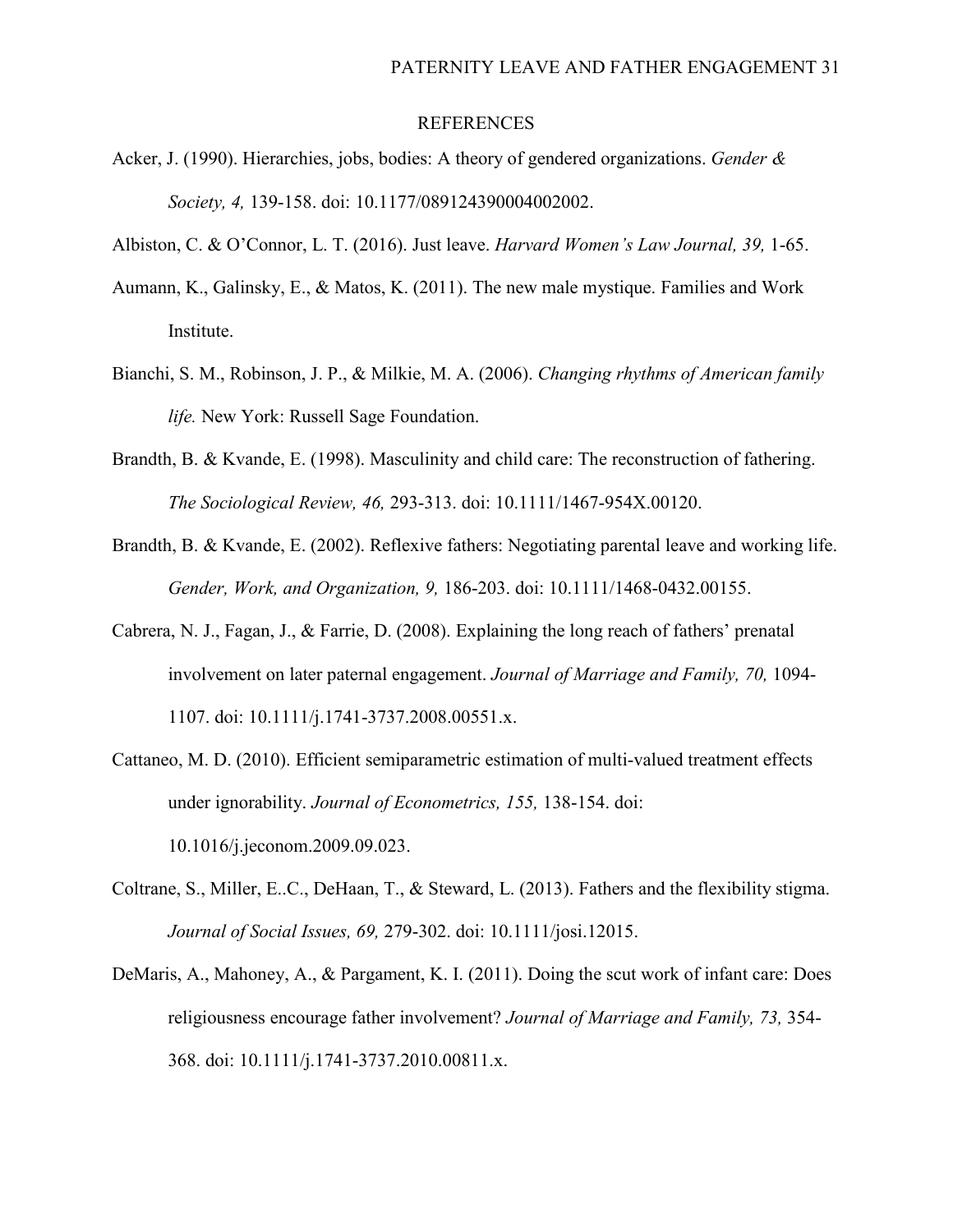# REFERENCES

Acker, J. (1990). Hierarchies, jobs, bodies: A theory of gendered organizations. *Gender & Society, 4,* 139-158. doi: 10.1177/089124390004002002.

Albiston, C. & O'Connor, L. T. (2016). Just leave. *Harvard Women's Law Journal, 39,* 1-65.

Aumann, K., Galinsky, E., & Matos, K. (2011). The new male mystique. Families and Work Institute.

Bianchi, S. M., Robinson, J. P., & Milkie, M. A. (2006). *Changing rhythms of American family life.* New York: Russell Sage Foundation.

Brandth, B. & Kvande, E. (1998). Masculinity and child care: The reconstruction of fathering. *The Sociological Review, 46,* 293-313. doi: 10.1111/1467-954X.00120.

Brandth, B. & Kvande, E. (2002). Reflexive fathers: Negotiating parental leave and working life. *Gender, Work, and Organization, 9,* 186-203. doi: 10.1111/1468-0432.00155.

Cabrera, N. J., Fagan, J., & Farrie, D. (2008). Explaining the long reach of fathers' prenatal involvement on later paternal engagement. *Journal of Marriage and Family, 70,* 1094-1107. doi: 10.1111/j.1741-3737.2008.00551.x.

Cattaneo, M. D. (2010). Efficient semiparametric estimation of multi-valued treatment effects under ignorability. *Journal of Econometrics, 155,* 138-154. doi: 10.1016/j.jeconom.2009.09.023.

Coltrane, S., Miller, E..C., DeHaan, T., & Steward, L. (2013). Fathers and the flexibility stigma. *Journal of Social Issues, 69,* 279-302. doi: 10.1111/josi.12015.

DeMaris, A., Mahoney, A., & Pargament, K. I. (2011). Doing the scut work of infant care: Does religiousness encourage father involvement? *Journal of Marriage and Family, 73,* 354-368. doi: 10.1111/j.1741-3737.2010.00811.x.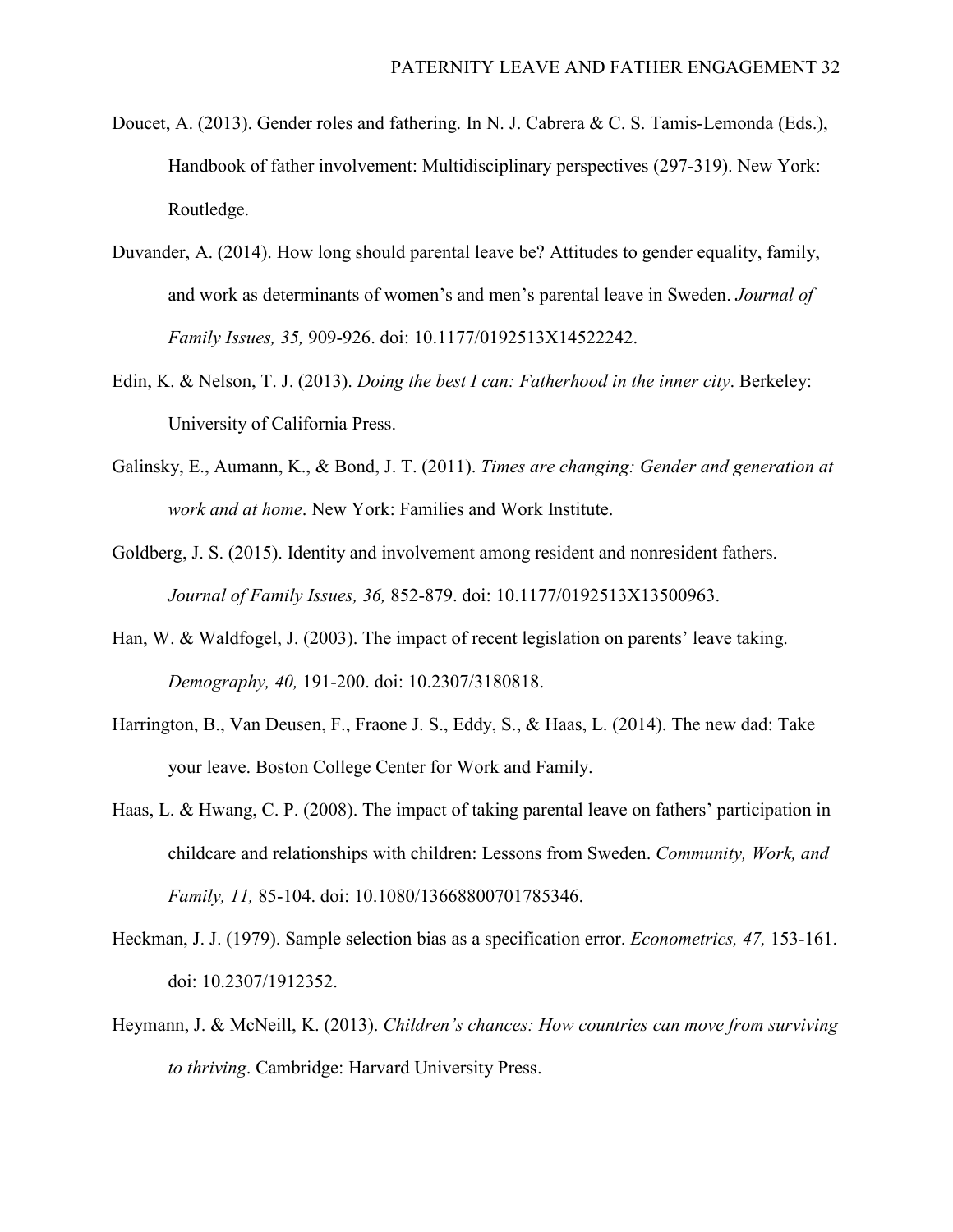Doucet, A. (2013). Gender roles and fathering. In N. J. Cabrera & C. S. Tamis-Lemonda (Eds.), Handbook of father involvement: Multidisciplinary perspectives (297-319). New York: Routledge.

Duvander, A. (2014). How long should parental leave be? Attitudes to gender equality, family, and work as determinants of women's and men's parental leave in Sweden. *Journal of Family Issues, 35,* 909-926. doi: 10.1177/0192513X14522242.

Edin, K. & Nelson, T. J. (2013). *Doing the best I can: Fatherhood in the inner city*. Berkeley: University of California Press.

Galinsky, E., Aumann, K., & Bond, J. T. (2011). *Times are changing: Gender and generation at work and at home*. New York: Families and Work Institute.

Goldberg, J. S. (2015). Identity and involvement among resident and nonresident fathers. *Journal of Family Issues, 36,* 852-879. doi: 10.1177/0192513X13500963.

Han, W. & Waldfogel, J. (2003). The impact of recent legislation on parents' leave taking. *Demography, 40,* 191-200. doi: 10.2307/3180818.

Harrington, B., Van Deusen, F., Fraone J. S., Eddy, S., & Haas, L. (2014). The new dad: Take your leave. Boston College Center for Work and Family.

Haas, L. & Hwang, C. P. (2008). The impact of taking parental leave on fathers' participation in childcare and relationships with children: Lessons from Sweden. *Community, Work, and Family, 11,* 85-104. doi: 10.1080/13668800701785346.

Heckman, J. J. (1979). Sample selection bias as a specification error. *Econometrics, 47,* 153-161. doi: 10.2307/1912352.

Heymann, J. & McNeill, K. (2013). *Children's chances: How countries can move from surviving to thriving*. Cambridge: Harvard University Press.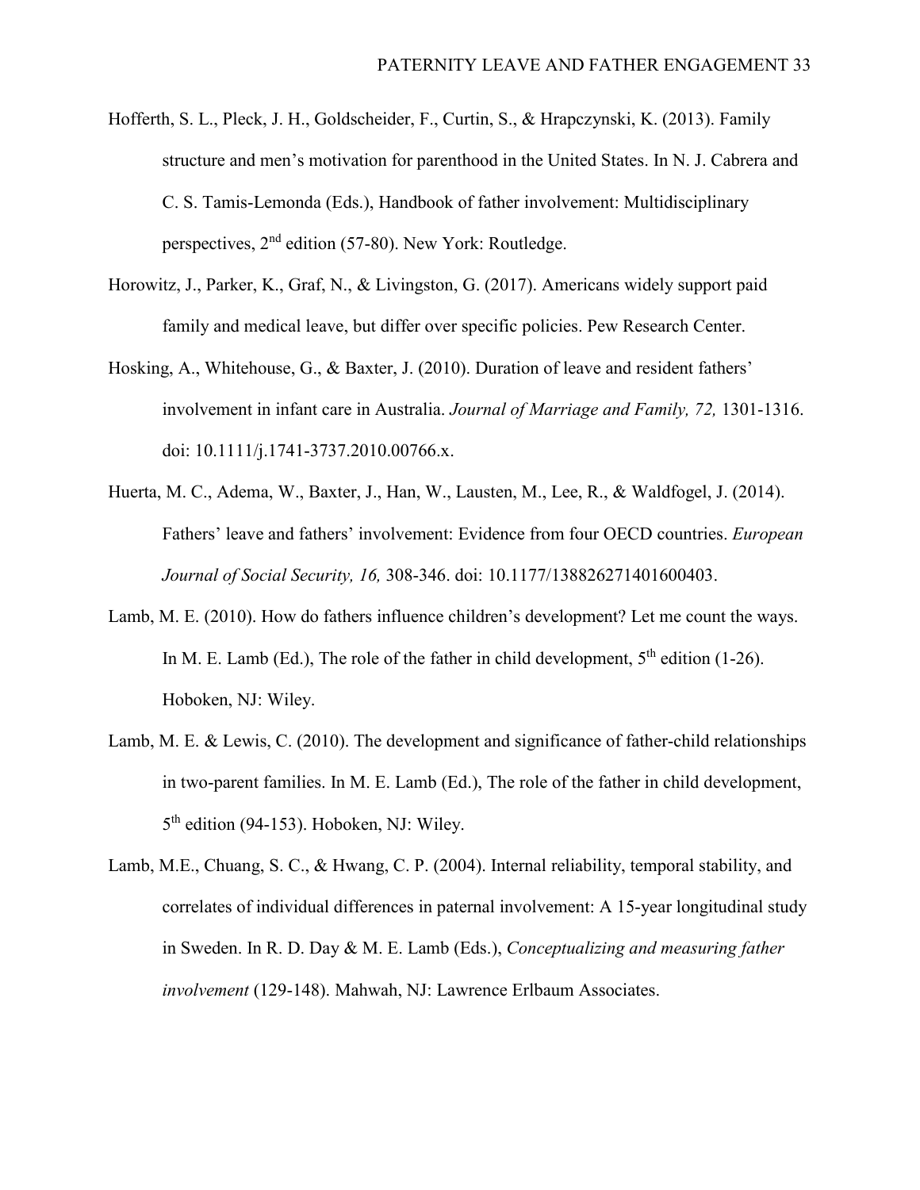Hofferth, S. L., Pleck, J. H., Goldscheider, F., Curtin, S., & Hrapczynski, K. (2013). Family structure and men's motivation for parenthood in the United States. In N. J. Cabrera and C. S. Tamis-Lemonda (Eds.), Handbook of father involvement: Multidisciplinary perspectives, 2nd edition (57-80). New York: Routledge.

Horowitz, J., Parker, K., Graf, N., & Livingston, G. (2017). Americans widely support paid family and medical leave, but differ over specific policies. Pew Research Center.

Hosking, A., Whitehouse, G., & Baxter, J. (2010). Duration of leave and resident fathers' involvement in infant care in Australia. *Journal of Marriage and Family, 72,* 1301-1316. doi: 10.1111/j.1741-3737.2010.00766.x.

Huerta, M. C., Adema, W., Baxter, J., Han, W., Lausten, M., Lee, R., & Waldfogel, J. (2014). Fathers' leave and fathers' involvement: Evidence from four OECD countries. *European Journal of Social Security, 16,* 308-346. doi: 10.1177/138826271401600403.

Lamb, M. E. (2010). How do fathers influence children's development? Let me count the ways. In M. E. Lamb (Ed.), The role of the father in child development, 5th edition (1-26). Hoboken, NJ: Wiley.

Lamb, M. E. & Lewis, C. (2010). The development and significance of father-child relationships in two-parent families. In M. E. Lamb (Ed.), The role of the father in child development, 5th edition (94-153). Hoboken, NJ: Wiley.

Lamb, M.E., Chuang, S. C., & Hwang, C. P. (2004). Internal reliability, temporal stability, and correlates of individual differences in paternal involvement: A 15-year longitudinal study in Sweden. In R. D. Day & M. E. Lamb (Eds.), *Conceptualizing and measuring father involvement* (129-148). Mahwah, NJ: Lawrence Erlbaum Associates.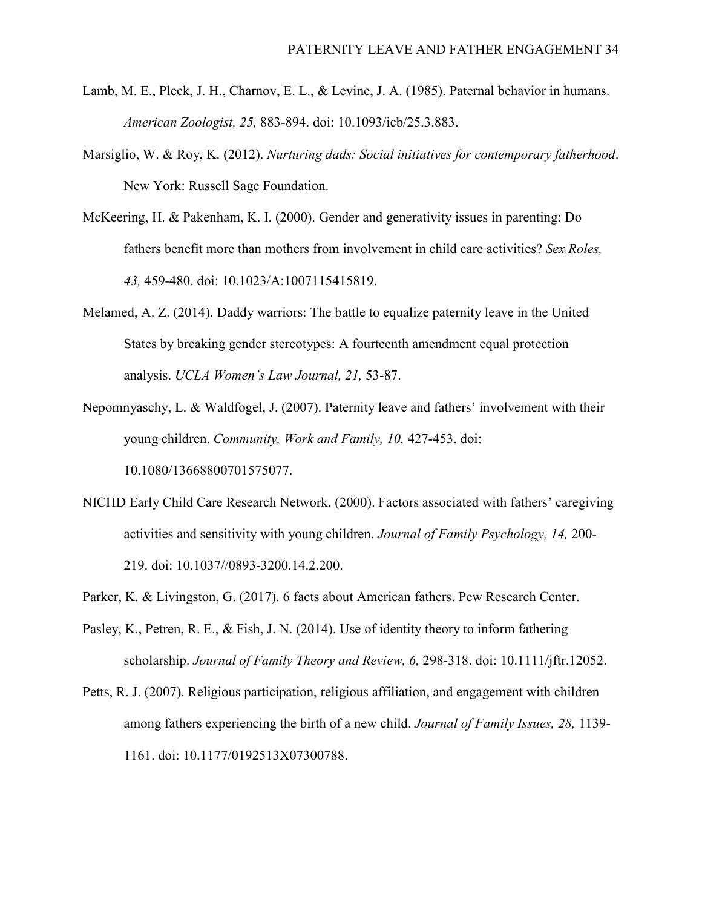Lamb, M. E., Pleck, J. H., Charnov, E. L., & Levine, J. A. (1985). Paternal behavior in humans. *American Zoologist, 25,* 883-894. doi: 10.1093/icb/25.3.883.

Marsiglio, W. & Roy, K. (2012). *Nurturing dads: Social initiatives for contemporary fatherhood*. New York: Russell Sage Foundation.

McKeering, H. & Pakenham, K. I. (2000). Gender and generativity issues in parenting: Do fathers benefit more than mothers from involvement in child care activities? *Sex Roles, 43,* 459-480. doi: 10.1023/A:1007115415819.

Melamed, A. Z. (2014). Daddy warriors: The battle to equalize paternity leave in the United States by breaking gender stereotypes: A fourteenth amendment equal protection analysis. *UCLA Women's Law Journal, 21,* 53-87.

Nepomnyaschy, L. & Waldfogel, J. (2007). Paternity leave and fathers' involvement with their young children. *Community, Work and Family, 10,* 427-453. doi: 10.1080/13668800701575077.

NICHD Early Child Care Research Network. (2000). Factors associated with fathers' caregiving activities and sensitivity with young children. *Journal of Family Psychology, 14,* 200-219. doi: 10.1037//0893-3200.14.2.200.

Parker, K. & Livingston, G. (2017). 6 facts about American fathers. Pew Research Center.

Pasley, K., Petren, R. E., & Fish, J. N. (2014). Use of identity theory to inform fathering scholarship. *Journal of Family Theory and Review, 6,* 298-318. doi: 10.1111/jftr.12052.

Petts, R. J. (2007). Religious participation, religious affiliation, and engagement with children among fathers experiencing the birth of a new child. *Journal of Family Issues, 28,* 1139-1161. doi: 10.1177/0192513X07300788.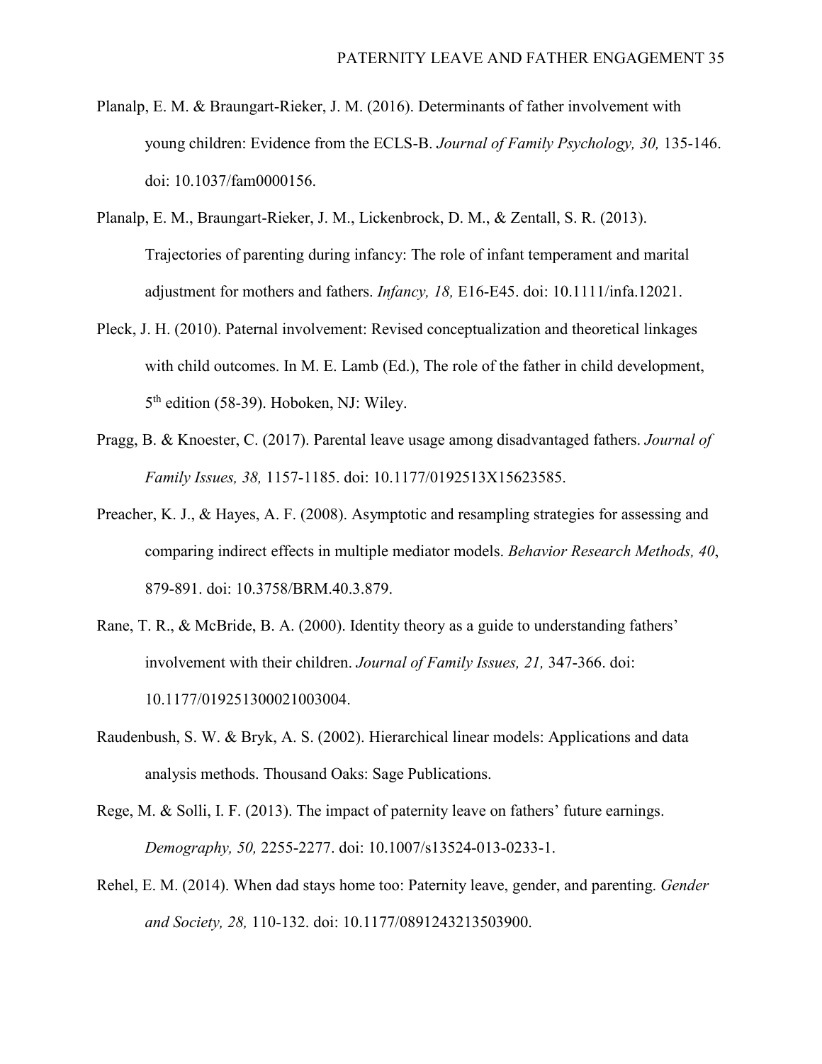Planalp, E. M. & Braungart-Rieker, J. M. (2016). Determinants of father involvement with young children: Evidence from the ECLS-B. *Journal of Family Psychology, 30,* 135-146. doi: 10.1037/fam0000156.

Planalp, E. M., Braungart-Rieker, J. M., Lickenbrock, D. M., & Zentall, S. R. (2013). Trajectories of parenting during infancy: The role of infant temperament and marital adjustment for mothers and fathers. *Infancy, 18,* E16-E45. doi: 10.1111/infa.12021.

Pleck, J. H. (2010). Paternal involvement: Revised conceptualization and theoretical linkages with child outcomes. In M. E. Lamb (Ed.), The role of the father in child development, 5th edition (58-39). Hoboken, NJ: Wiley.

Pragg, B. & Knoester, C. (2017). Parental leave usage among disadvantaged fathers. *Journal of Family Issues, 38,* 1157-1185. doi: 10.1177/0192513X15623585.

Preacher, K. J., & Hayes, A. F. (2008). Asymptotic and resampling strategies for assessing and comparing indirect effects in multiple mediator models. *Behavior Research Methods, 40*, 879-891. doi: 10.3758/BRM.40.3.879.

Rane, T. R., & McBride, B. A. (2000). Identity theory as a guide to understanding fathers' involvement with their children. *Journal of Family Issues, 21,* 347-366. doi: 10.1177/019251300021003004.

Raudenbush, S. W. & Bryk, A. S. (2002). Hierarchical linear models: Applications and data analysis methods. Thousand Oaks: Sage Publications.

Rege, M. & Solli, I. F. (2013). The impact of paternity leave on fathers' future earnings. *Demography, 50,* 2255-2277. doi: 10.1007/s13524-013-0233-1.

Rehel, E. M. (2014). When dad stays home too: Paternity leave, gender, and parenting. *Gender and Society, 28,* 110-132. doi: 10.1177/0891243213503900.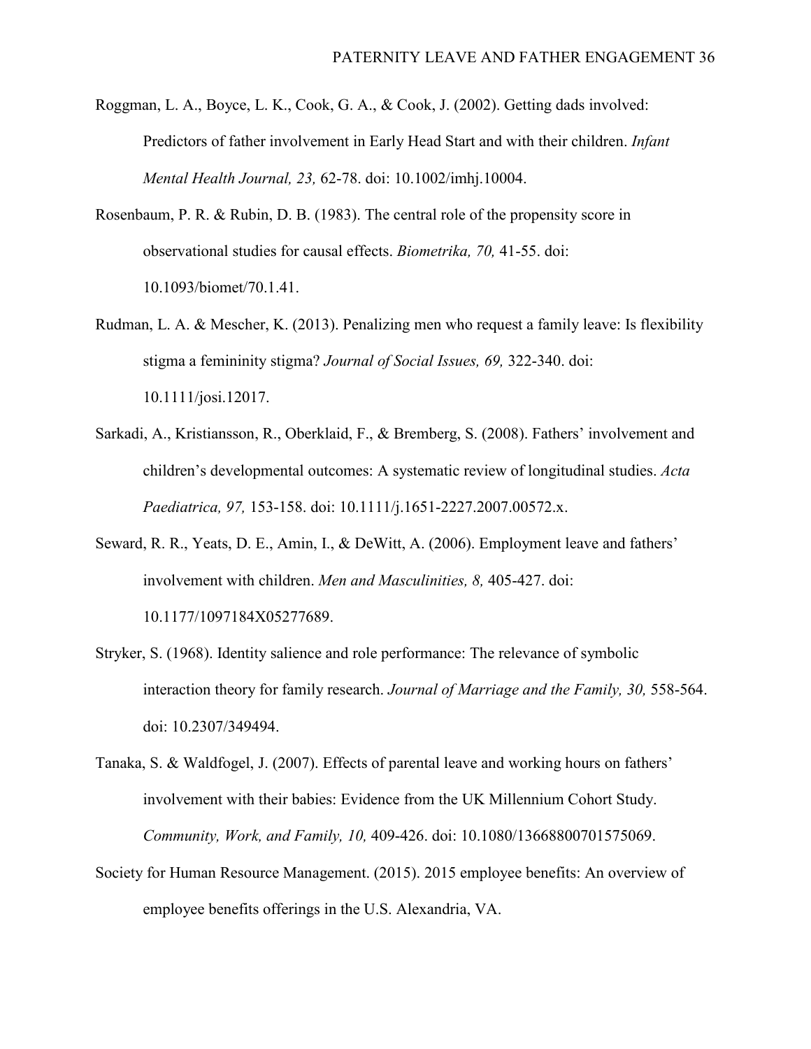Roggman, L. A., Boyce, L. K., Cook, G. A., & Cook, J. (2002). Getting dads involved: Predictors of father involvement in Early Head Start and with their children. *Infant Mental Health Journal, 23,* 62-78. doi: 10.1002/imhj.10004.

Rosenbaum, P. R. & Rubin, D. B. (1983). The central role of the propensity score in observational studies for causal effects. *Biometrika, 70,* 41-55. doi: 10.1093/biomet/70.1.41.

Rudman, L. A. & Mescher, K. (2013). Penalizing men who request a family leave: Is flexibility stigma a femininity stigma? *Journal of Social Issues, 69,* 322-340. doi: 10.1111/josi.12017.

Sarkadi, A., Kristiansson, R., Oberklaid, F., & Bremberg, S. (2008). Fathers' involvement and children's developmental outcomes: A systematic review of longitudinal studies. *Acta Paediatrica, 97,* 153-158. doi: 10.1111/j.1651-2227.2007.00572.x.

Seward, R. R., Yeats, D. E., Amin, I., & DeWitt, A. (2006). Employment leave and fathers' involvement with children. *Men and Masculinities, 8,* 405-427. doi: 10.1177/1097184X05277689.

Stryker, S. (1968). Identity salience and role performance: The relevance of symbolic interaction theory for family research. *Journal of Marriage and the Family, 30,* 558-564. doi: 10.2307/349494.

Tanaka, S. & Waldfogel, J. (2007). Effects of parental leave and working hours on fathers' involvement with their babies: Evidence from the UK Millennium Cohort Study. *Community, Work, and Family, 10,* 409-426. doi: 10.1080/13668800701575069.

Society for Human Resource Management. (2015). 2015 employee benefits: An overview of employee benefits offerings in the U.S. Alexandria, VA.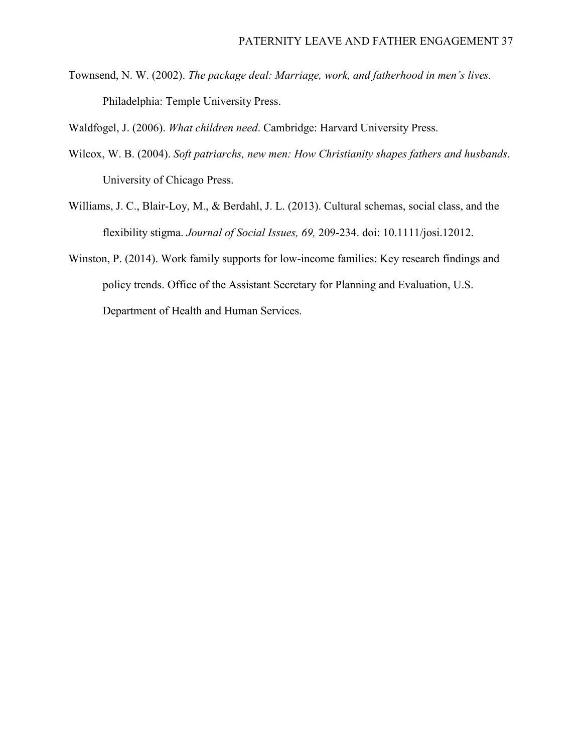Townsend, N. W. (2002). *The package deal: Marriage, work, and fatherhood in men's lives.* Philadelphia: Temple University Press.

Waldfogel, J. (2006). *What children need*. Cambridge: Harvard University Press.

Wilcox, W. B. (2004). *Soft patriarchs, new men: How Christianity shapes fathers and husbands*. University of Chicago Press.

Williams, J. C., Blair-Loy, M., & Berdahl, J. L. (2013). Cultural schemas, social class, and the flexibility stigma. *Journal of Social Issues, 69,* 209-234. doi: 10.1111/josi.12012.

Winston, P. (2014). Work family supports for low-income families: Key research findings and policy trends. Office of the Assistant Secretary for Planning and Evaluation, U.S. Department of Health and Human Services.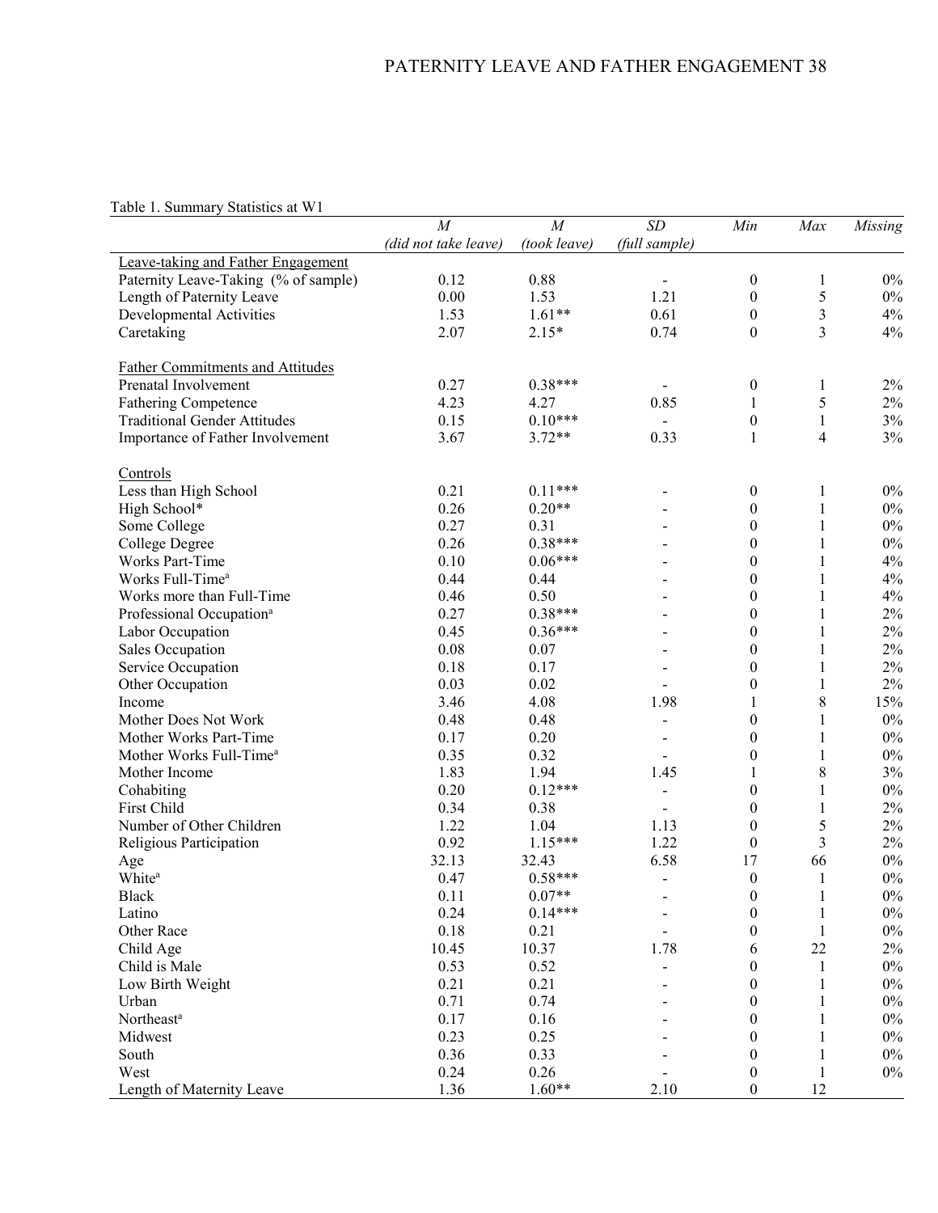Table 1. Summary Statistics at W1

| | *M* (*did not take leave*) | *M* (*took leave*) | *SD* (*full sample*) | *Min* | *Max* | *Missing* |
|---|---|---|---|---|---|---|
| Leave-taking and Father Engagement | | | | | | |
| Paternity Leave-Taking (% of sample) | 0.12 | 0.88 | - | 0 | 1 | 0% |
| Length of Paternity Leave | 0.00 | 1.53 | 1.21 | 0 | 5 | 0% |
| Developmental Activities | 1.53 | 1.61** | 0.61 | 0 | 3 | 4% |
| Caretaking | 2.07 | 2.15* | 0.74 | 0 | 3 | 4% |
| Father Commitments and Attitudes | | | | | | |
| Prenatal Involvement | 0.27 | 0.38*** | - | 0 | 1 | 2% |
| Fathering Competence | 4.23 | 4.27 | 0.85 | 1 | 5 | 2% |
| Traditional Gender Attitudes | 0.15 | 0.10*** | - | 0 | 1 | 3% |
| Importance of Father Involvement | 3.67 | 3.72** | 0.33 | 1 | 4 | 3% |
| Controls | | | | | | |
| Less than High School | 0.21 | 0.11*** | - | 0 | 1 | 0% |
| High School* | 0.26 | 0.20** | - | 0 | 1 | 0% |
| Some College | 0.27 | 0.31 | - | 0 | 1 | 0% |
| College Degree | 0.26 | 0.38*** | - | 0 | 1 | 0% |
| Works Part-Time | 0.10 | 0.06*** | - | 0 | 1 | 4% |
| Works Full-Time[a] | 0.44 | 0.44 | - | 0 | 1 | 4% |
| Works more than Full-Time | 0.46 | 0.50 | - | 0 | 1 | 4% |
| Professional Occupation[a] | 0.27 | 0.38*** | - | 0 | 1 | 2% |
| Labor Occupation | 0.45 | 0.36*** | - | 0 | 1 | 2% |
| Sales Occupation | 0.08 | 0.07 | - | 0 | 1 | 2% |
| Service Occupation | 0.18 | 0.17 | - | 0 | 1 | 2% |
| Other Occupation | 0.03 | 0.02 | - | 0 | 1 | 2% |
| Income | 3.46 | 4.08 | 1.98 | 1 | 8 | 15% |
| Mother Does Not Work | 0.48 | 0.48 | - | 0 | 1 | 0% |
| Mother Works Part-Time | 0.17 | 0.20 | - | 0 | 1 | 0% |
| Mother Works Full-Time[a] | 0.35 | 0.32 | - | 0 | 1 | 0% |
| Mother Income | 1.83 | 1.94 | 1.45 | 1 | 8 | 3% |
| Cohabiting | 0.20 | 0.12*** | - | 0 | 1 | 0% |
| First Child | 0.34 | 0.38 | - | 0 | 1 | 2% |
| Number of Other Children | 1.22 | 1.04 | 1.13 | 0 | 5 | 2% |
| Religious Participation | 0.92 | 1.15*** | 1.22 | 0 | 3 | 2% |
| Age | 32.13 | 32.43 | 6.58 | 17 | 66 | 0% |
| White[a] | 0.47 | 0.58*** | - | 0 | 1 | 0% |
| Black | 0.11 | 0.07** | - | 0 | 1 | 0% |
| Latino | 0.24 | 0.14*** | - | 0 | 1 | 0% |
| Other Race | 0.18 | 0.21 | - | 0 | 1 | 0% |
| Child Age | 10.45 | 10.37 | 1.78 | 6 | 22 | 2% |
| Child is Male | 0.53 | 0.52 | - | 0 | 1 | 0% |
| Low Birth Weight | 0.21 | 0.21 | - | 0 | 1 | 0% |
| Urban | 0.71 | 0.74 | - | 0 | 1 | 0% |
| Northeast[a] | 0.17 | 0.16 | - | 0 | 1 | 0% |
| Midwest | 0.23 | 0.25 | - | 0 | 1 | 0% |
| South | 0.36 | 0.33 | - | 0 | 1 | 0% |
| West | 0.24 | 0.26 | - | 0 | 1 | 0% |
| Length of Maternity Leave | 1.36 | 1.60** | 2.10 | 0 | 12 | |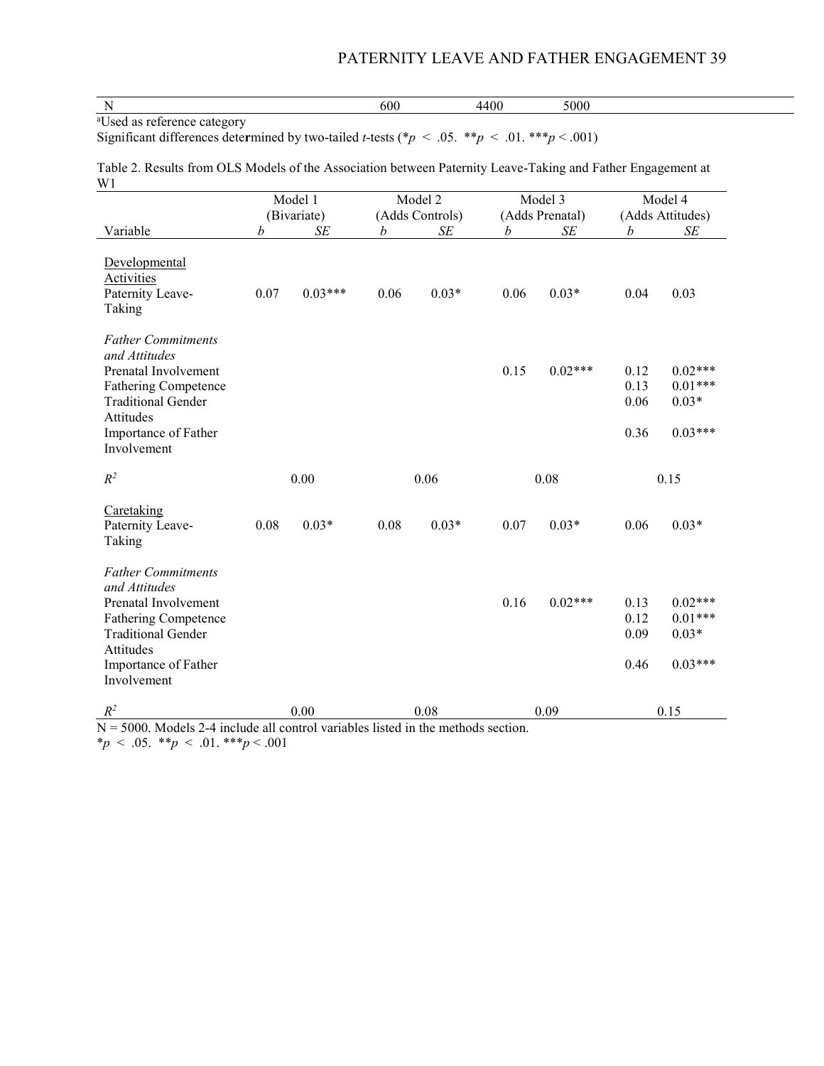| N | | 600 | 4400 | 5000 |
|---|---|---|---|---|

[a]Used as reference category

Significant differences determined by two-tailed *t*-tests (* $p < .05$. ** $p < .01$. *** $p < .001$)

Table 2. Results from OLS Models of the Association between Paternity Leave-Taking and Father Engagement at W1

| | Model 1 (Bivariate) | | Model 2 (Adds Controls) | | Model 3 (Adds Prenatal) | | Model 4 (Adds Attitudes) | |
|---|---|---|---|---|---|---|---|---|
| Variable | *b* | *SE* | *b* | *SE* | *b* | *SE* | *b* | *SE* |
| <u>Developmental Activities</u> | | | | | | | | |
| Paternity Leave-Taking | 0.07 | 0.03*** | 0.06 | 0.03* | 0.06 | 0.03* | 0.04 | 0.03 |
| *Father Commitments and Attitudes* | | | | | | | | |
| Prenatal Involvement | | | | | 0.15 | 0.02*** | 0.12 | 0.02*** |
| Fathering Competence | | | | | | | 0.13 | 0.01*** |
| Traditional Gender Attitudes | | | | | | | 0.06 | 0.03* |
| Importance of Father Involvement | | | | | | | 0.36 | 0.03*** |
| $R^2$ | 0.00 | | 0.06 | | 0.08 | | 0.15 | |
| <u>Caretaking</u> | | | | | | | | |
| Paternity Leave-Taking | 0.08 | 0.03* | 0.08 | 0.03* | 0.07 | 0.03* | 0.06 | 0.03* |
| *Father Commitments and Attitudes* | | | | | | | | |
| Prenatal Involvement | | | | | 0.16 | 0.02*** | 0.13 | 0.02*** |
| Fathering Competence | | | | | | | 0.12 | 0.01*** |
| Traditional Gender Attitudes | | | | | | | 0.09 | 0.03* |
| Importance of Father Involvement | | | | | | | 0.46 | 0.03*** |
| $R^2$ | 0.00 | | 0.08 | | 0.09 | | 0.15 | |

N = 5000. Models 2-4 include all control variables listed in the methods section.

* $p < .05$. ** $p < .01$. *** $p < .001$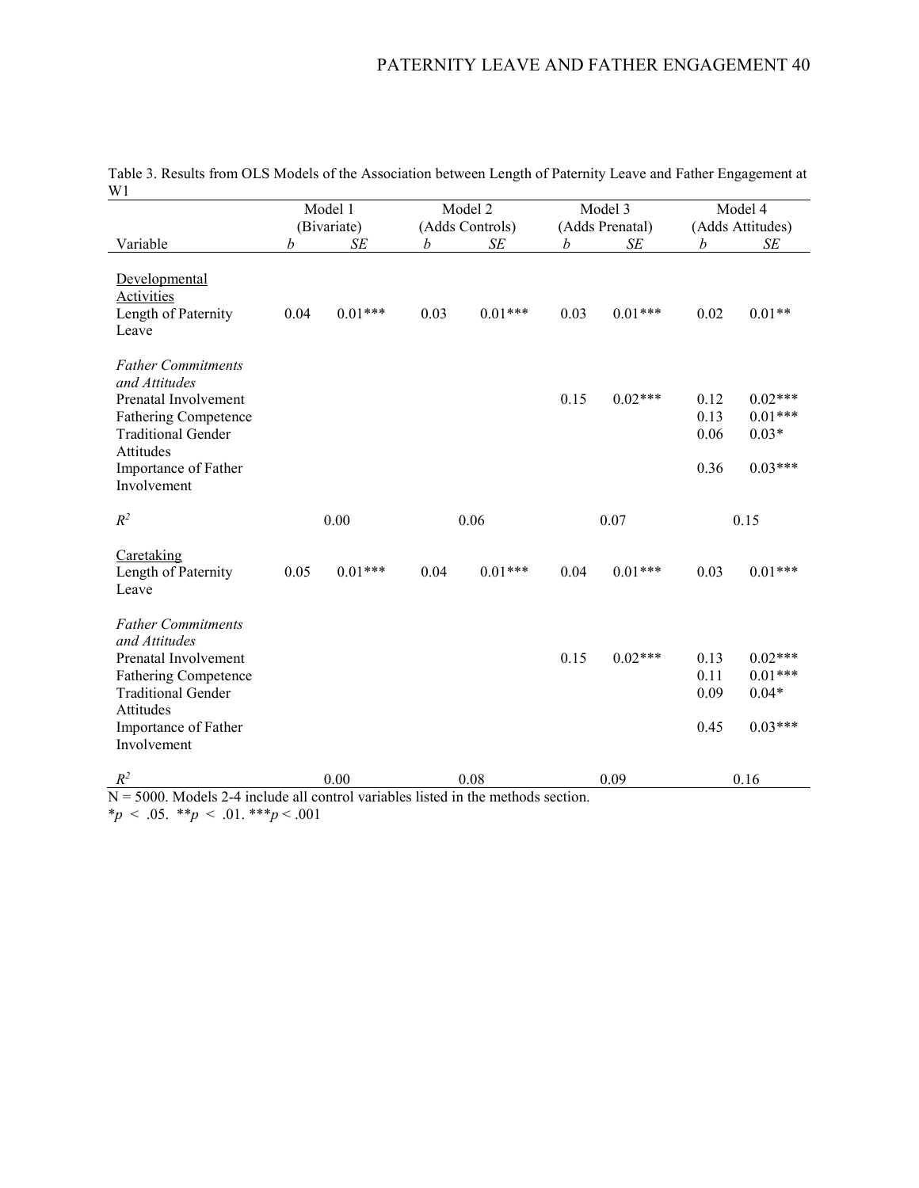Table 3. Results from OLS Models of the Association between Length of Paternity Leave and Father Engagement at W1

| | Model 1 (Bivariate) | | Model 2 (Adds Controls) | | Model 3 (Adds Prenatal) | | Model 4 (Adds Attitudes) | |
|---|---|---|---|---|---|---|---|---|
| Variable | *b* | *SE* | *b* | *SE* | *b* | *SE* | *b* | *SE* |
| Developmental Activities | | | | | | | | |
| Length of Paternity Leave | 0.04 | 0.01*** | 0.03 | 0.01*** | 0.03 | 0.01*** | 0.02 | 0.01** |
| *Father Commitments and Attitudes* | | | | | | | | |
| Prenatal Involvement | | | | | 0.15 | 0.02*** | 0.12 | 0.02*** |
| Fathering Competence | | | | | | | 0.13 | 0.01*** |
| Traditional Gender Attitudes | | | | | | | 0.06 | 0.03* |
| Importance of Father Involvement | | | | | | | 0.36 | 0.03*** |
| $R^2$ | 0.00 | | 0.06 | | 0.07 | | 0.15 | |
| Caretaking | | | | | | | | |
| Length of Paternity Leave | 0.05 | 0.01*** | 0.04 | 0.01*** | 0.04 | 0.01*** | 0.03 | 0.01*** |
| *Father Commitments and Attitudes* | | | | | | | | |
| Prenatal Involvement | | | | | 0.15 | 0.02*** | 0.13 | 0.02*** |
| Fathering Competence | | | | | | | 0.11 | 0.01*** |
| Traditional Gender Attitudes | | | | | | | 0.09 | 0.04* |
| Importance of Father Involvement | | | | | | | 0.45 | 0.03*** |
| $R^2$ | 0.00 | | 0.08 | | 0.09 | | 0.16 | |

N = 5000. Models 2-4 include all control variables listed in the methods section.

*$p < .05$. **$p < .01$. ***$p < .001$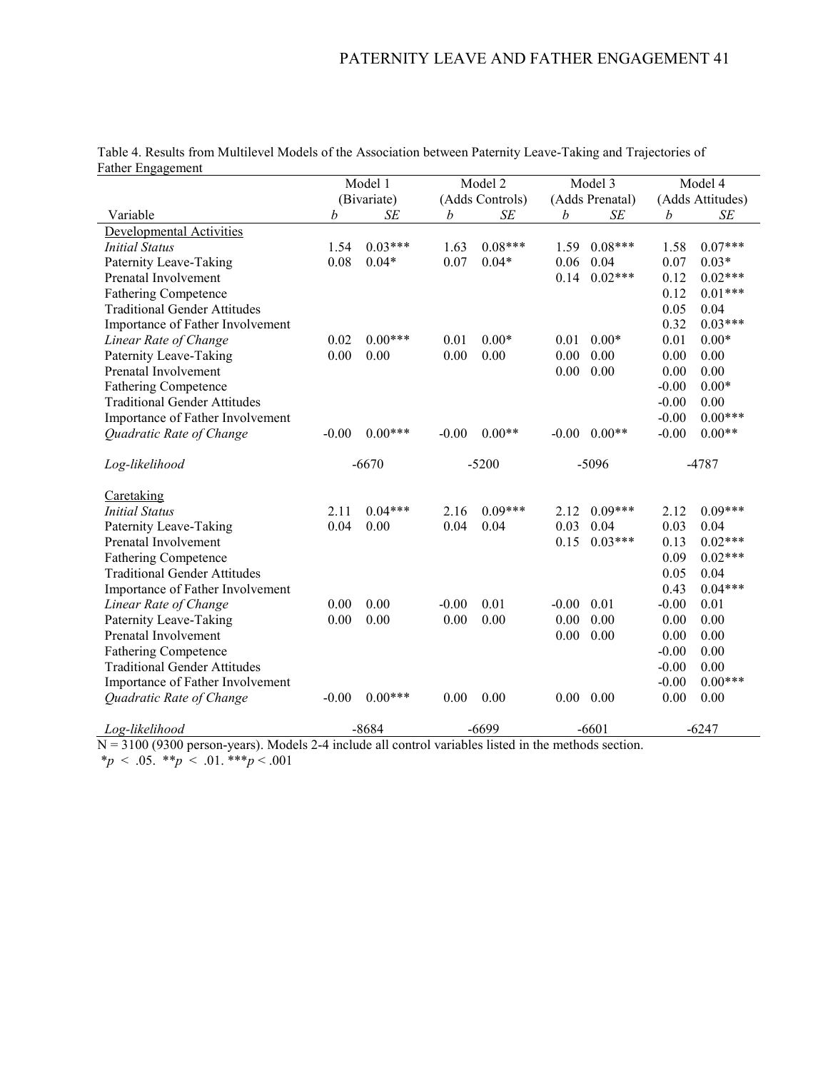Table 4. Results from Multilevel Models of the Association between Paternity Leave-Taking and Trajectories of Father Engagement

| | Model 1 (Bivariate) | | Model 2 (Adds Controls) | | Model 3 (Adds Prenatal) | | Model 4 (Adds Attitudes) | |
|---|---|---|---|---|---|---|---|---|
| Variable | *b* | *SE* | *b* | *SE* | *b* | *SE* | *b* | *SE* |
| Developmental Activities | | | | | | | | |
| *Initial Status* | 1.54 | 0.03*** | 1.63 | 0.08*** | 1.59 | 0.08*** | 1.58 | 0.07*** |
| Paternity Leave-Taking | 0.08 | 0.04* | 0.07 | 0.04* | 0.06 | 0.04 | 0.07 | 0.03* |
| Prenatal Involvement | | | | | 0.14 | 0.02*** | 0.12 | 0.02*** |
| Fathering Competence | | | | | | | 0.12 | 0.01*** |
| Traditional Gender Attitudes | | | | | | | 0.05 | 0.04 |
| Importance of Father Involvement | | | | | | | 0.32 | 0.03*** |
| *Linear Rate of Change* | 0.02 | 0.00*** | 0.01 | 0.00* | 0.01 | 0.00* | 0.01 | 0.00* |
| Paternity Leave-Taking | 0.00 | 0.00 | 0.00 | 0.00 | 0.00 | 0.00 | 0.00 | 0.00 |
| Prenatal Involvement | | | | | 0.00 | 0.00 | 0.00 | 0.00 |
| Fathering Competence | | | | | | | -0.00 | 0.00* |
| Traditional Gender Attitudes | | | | | | | -0.00 | 0.00 |
| Importance of Father Involvement | | | | | | | -0.00 | 0.00*** |
| *Quadratic Rate of Change* | -0.00 | 0.00*** | -0.00 | 0.00** | -0.00 | 0.00** | -0.00 | 0.00** |
| *Log-likelihood* | -6670 | | -5200 | | -5096 | | -4787 | |
| Caretaking | | | | | | | | |
| *Initial Status* | 2.11 | 0.04*** | 2.16 | 0.09*** | 2.12 | 0.09*** | 2.12 | 0.09*** |
| Paternity Leave-Taking | 0.04 | 0.00 | 0.04 | 0.04 | 0.03 | 0.04 | 0.03 | 0.04 |
| Prenatal Involvement | | | | | 0.15 | 0.03*** | 0.13 | 0.02*** |
| Fathering Competence | | | | | | | 0.09 | 0.02*** |
| Traditional Gender Attitudes | | | | | | | 0.05 | 0.04 |
| Importance of Father Involvement | | | | | | | 0.43 | 0.04*** |
| *Linear Rate of Change* | 0.00 | 0.00 | -0.00 | 0.01 | -0.00 | 0.01 | -0.00 | 0.01 |
| Paternity Leave-Taking | 0.00 | 0.00 | 0.00 | 0.00 | 0.00 | 0.00 | 0.00 | 0.00 |
| Prenatal Involvement | | | | | 0.00 | 0.00 | 0.00 | 0.00 |
| Fathering Competence | | | | | | | -0.00 | 0.00 |
| Traditional Gender Attitudes | | | | | | | -0.00 | 0.00 |
| Importance of Father Involvement | | | | | | | -0.00 | 0.00*** |
| *Quadratic Rate of Change* | -0.00 | 0.00*** | 0.00 | 0.00 | 0.00 | 0.00 | 0.00 | 0.00 |
| *Log-likelihood* | -8684 | | -6699 | | -6601 | | -6247 | |

N = 3100 (9300 person-years). Models 2-4 include all control variables listed in the methods section.
*$p < .05$. **$p < .01$. ***$p < .001$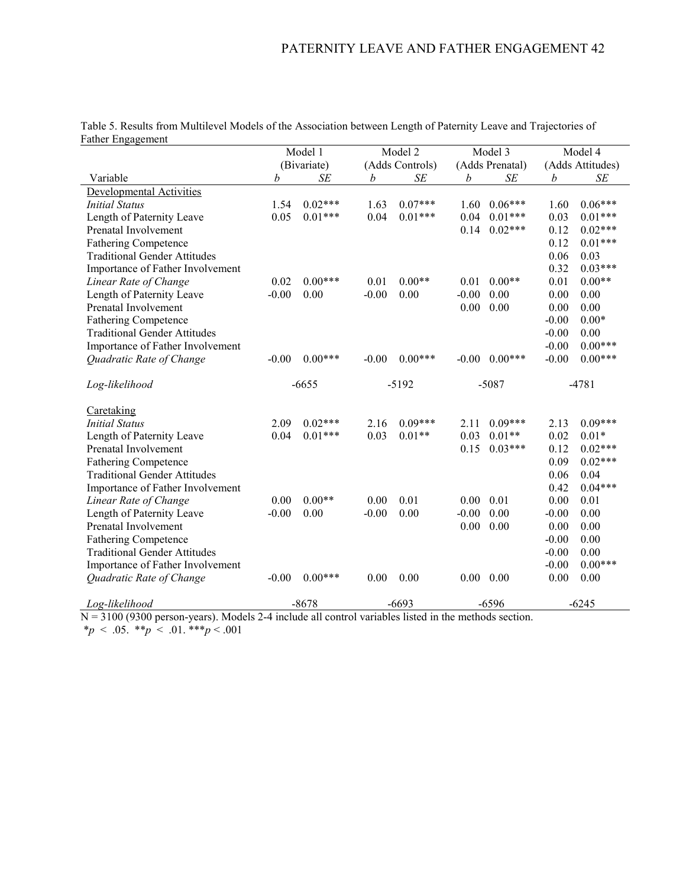Table 5. Results from Multilevel Models of the Association between Length of Paternity Leave and Trajectories of Father Engagement

| | Model 1 | | Model 2 | | Model 3 | | Model 4 | |
|---|---|---|---|---|---|---|---|---|
| | (Bivariate) | | (Adds Controls) | | (Adds Prenatal) | | (Adds Attitudes) | |
| Variable | *b* | *SE* | *b* | *SE* | *b* | *SE* | *b* | *SE* |
| Developmental Activities | | | | | | | | |
| *Initial Status* | 1.54 | 0.02*** | 1.63 | 0.07*** | 1.60 | 0.06*** | 1.60 | 0.06*** |
| Length of Paternity Leave | 0.05 | 0.01*** | 0.04 | 0.01*** | 0.04 | 0.01*** | 0.03 | 0.01*** |
| Prenatal Involvement | | | | | 0.14 | 0.02*** | 0.12 | 0.02*** |
| Fathering Competence | | | | | | | 0.12 | 0.01*** |
| Traditional Gender Attitudes | | | | | | | 0.06 | 0.03 |
| Importance of Father Involvement | | | | | | | 0.32 | 0.03*** |
| *Linear Rate of Change* | 0.02 | 0.00*** | 0.01 | 0.00** | 0.01 | 0.00** | 0.01 | 0.00** |
| Length of Paternity Leave | -0.00 | 0.00 | -0.00 | 0.00 | -0.00 | 0.00 | 0.00 | 0.00 |
| Prenatal Involvement | | | | | 0.00 | 0.00 | 0.00 | 0.00 |
| Fathering Competence | | | | | | | -0.00 | 0.00* |
| Traditional Gender Attitudes | | | | | | | -0.00 | 0.00 |
| Importance of Father Involvement | | | | | | | -0.00 | 0.00*** |
| *Quadratic Rate of Change* | -0.00 | 0.00*** | -0.00 | 0.00*** | -0.00 | 0.00*** | -0.00 | 0.00*** |
| *Log-likelihood* | -6655 | | -5192 | | -5087 | | -4781 | |
| Caretaking | | | | | | | | |
| *Initial Status* | 2.09 | 0.02*** | 2.16 | 0.09*** | 2.11 | 0.09*** | 2.13 | 0.09*** |
| Length of Paternity Leave | 0.04 | 0.01*** | 0.03 | 0.01** | 0.03 | 0.01** | 0.02 | 0.01* |
| Prenatal Involvement | | | | | 0.15 | 0.03*** | 0.12 | 0.02*** |
| Fathering Competence | | | | | | | 0.09 | 0.02*** |
| Traditional Gender Attitudes | | | | | | | 0.06 | 0.04 |
| Importance of Father Involvement | | | | | | | 0.42 | 0.04*** |
| *Linear Rate of Change* | 0.00 | 0.00** | 0.00 | 0.01 | 0.00 | 0.01 | 0.00 | 0.01 |
| Length of Paternity Leave | -0.00 | 0.00 | -0.00 | 0.00 | -0.00 | 0.00 | -0.00 | 0.00 |
| Prenatal Involvement | | | | | 0.00 | 0.00 | 0.00 | 0.00 |
| Fathering Competence | | | | | | | -0.00 | 0.00 |
| Traditional Gender Attitudes | | | | | | | -0.00 | 0.00 |
| Importance of Father Involvement | | | | | | | -0.00 | 0.00*** |
| *Quadratic Rate of Change* | -0.00 | 0.00*** | 0.00 | 0.00 | 0.00 | 0.00 | 0.00 | 0.00 |
| *Log-likelihood* | -8678 | | -6693 | | -6596 | | -6245 | |

N = 3100 (9300 person-years). Models 2-4 include all control variables listed in the methods section.
$^{*}p < .05$. $^{**}p < .01$. $^{***}p < .001$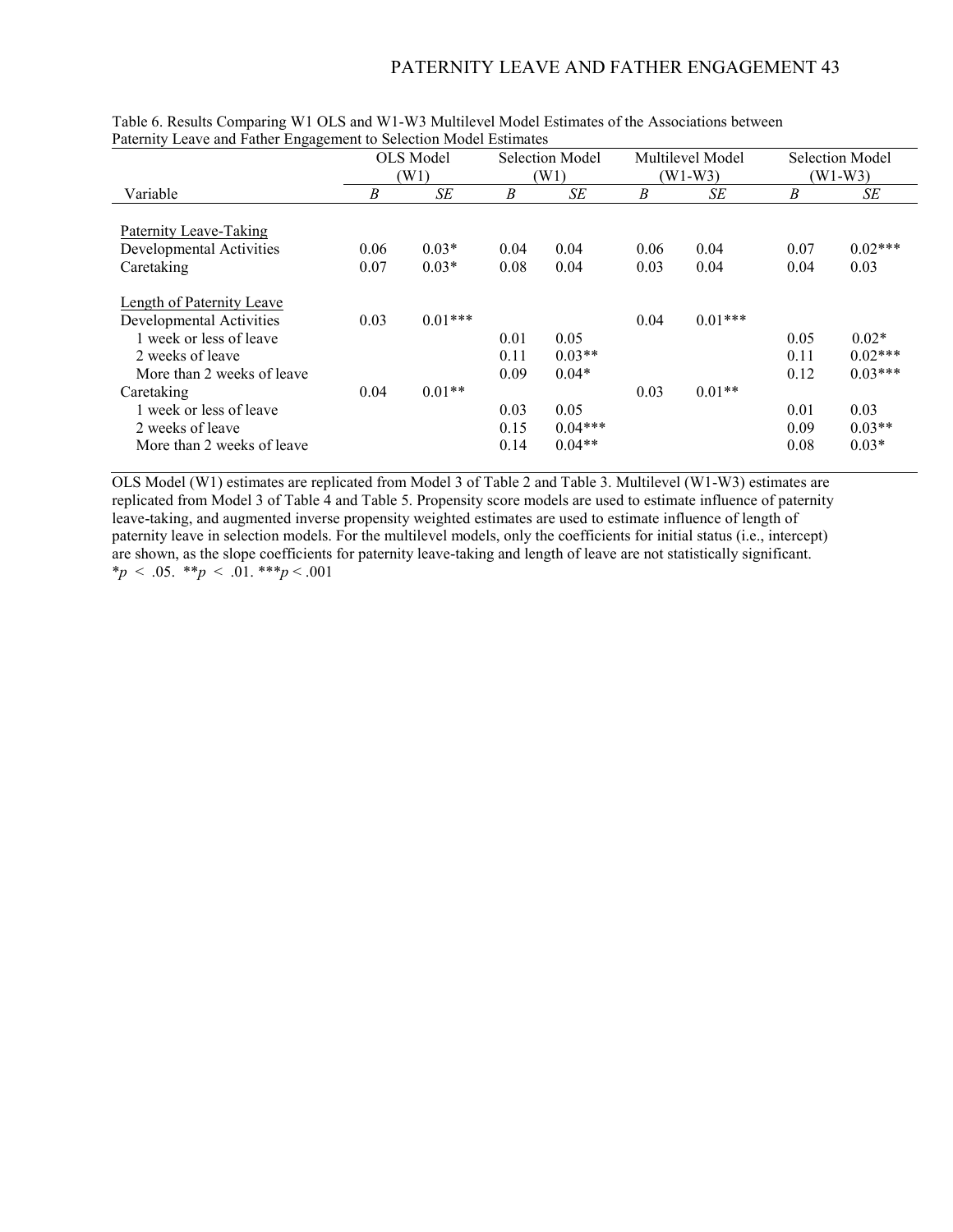Table 6. Results Comparing W1 OLS and W1-W3 Multilevel Model Estimates of the Associations between Paternity Leave and Father Engagement to Selection Model Estimates

| | OLS Model (W1) | | Selection Model (W1) | | Multilevel Model (W1-W3) | | Selection Model (W1-W3) | |
|---|---|---|---|---|---|---|---|---|
| Variable | *B* | *SE* | *B* | *SE* | *B* | *SE* | *B* | *SE* |
| <u>Paternity Leave-Taking</u> | | | | | | | | |
| Developmental Activities | 0.06 | 0.03* | 0.04 | 0.04 | 0.06 | 0.04 | 0.07 | 0.02*** |
| Caretaking | 0.07 | 0.03* | 0.08 | 0.04 | 0.03 | 0.04 | 0.04 | 0.03 |
| <u>Length of Paternity Leave</u> | | | | | | | | |
| Developmental Activities | 0.03 | 0.01*** | | | 0.04 | 0.01*** | | |
| 1 week or less of leave | | | 0.01 | 0.05 | | | 0.05 | 0.02* |
| 2 weeks of leave | | | 0.11 | 0.03** | | | 0.11 | 0.02*** |
| More than 2 weeks of leave | | | 0.09 | 0.04* | | | 0.12 | 0.03*** |
| Caretaking | 0.04 | 0.01** | | | 0.03 | 0.01** | | |
| 1 week or less of leave | | | 0.03 | 0.05 | | | 0.01 | 0.03 |
| 2 weeks of leave | | | 0.15 | 0.04*** | | | 0.09 | 0.03** |
| More than 2 weeks of leave | | | 0.14 | 0.04** | | | 0.08 | 0.03* |

OLS Model (W1) estimates are replicated from Model 3 of Table 2 and Table 3. Multilevel (W1-W3) estimates are replicated from Model 3 of Table 4 and Table 5. Propensity score models are used to estimate influence of paternity leave-taking, and augmented inverse propensity weighted estimates are used to estimate influence of length of paternity leave in selection models. For the multilevel models, only the coefficients for initial status (i.e., intercept) are shown, as the slope coefficients for paternity leave-taking and length of leave are not statistically significant.
\* $p < .05$. \*\* $p < .01$. \*\*\* $p < .001$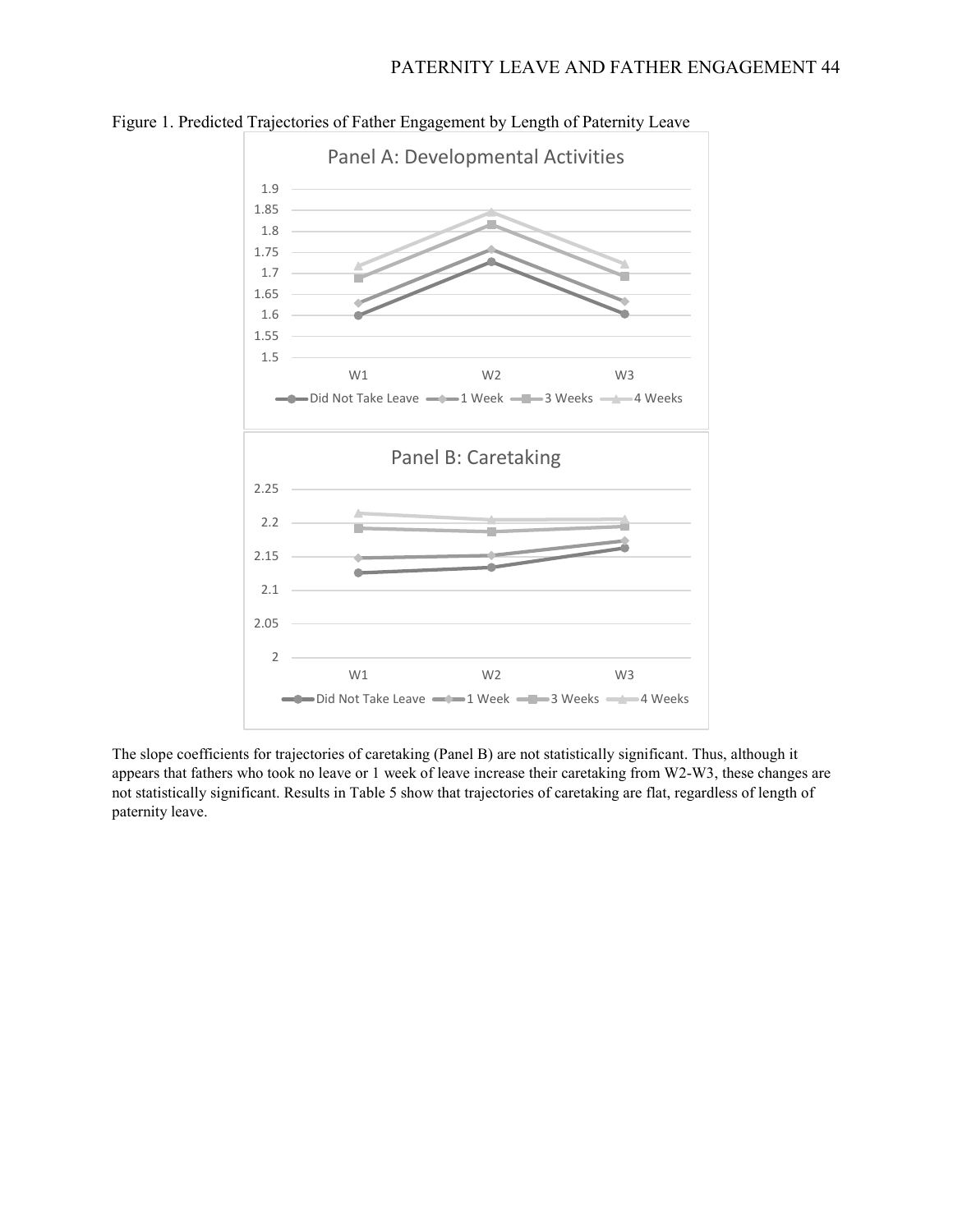Figure 1. Predicted Trajectories of Father Engagement by Length of Paternity Leave

Panel A: Developmental Activities

1.9
1.85
1.8
1.75
1.7
1.65
1.6
1.55
1.5

W1 W2 W3

Did Not Take Leave 1 Week 3 Weeks 4 Weeks

Panel B: Caretaking

2.25
2.2
2.15
2.1
2.05
2

W1 W2 W3

Did Not Take Leave 1 Week 3 Weeks 4 Weeks

The slope coefficients for trajectories of caretaking (Panel B) are not statistically significant. Thus, although it appears that fathers who took no leave or 1 week of leave increase their caretaking from W2-W3, these changes are not statistically significant. Results in Table 5 show that trajectories of caretaking are flat, regardless of length of paternity leave.